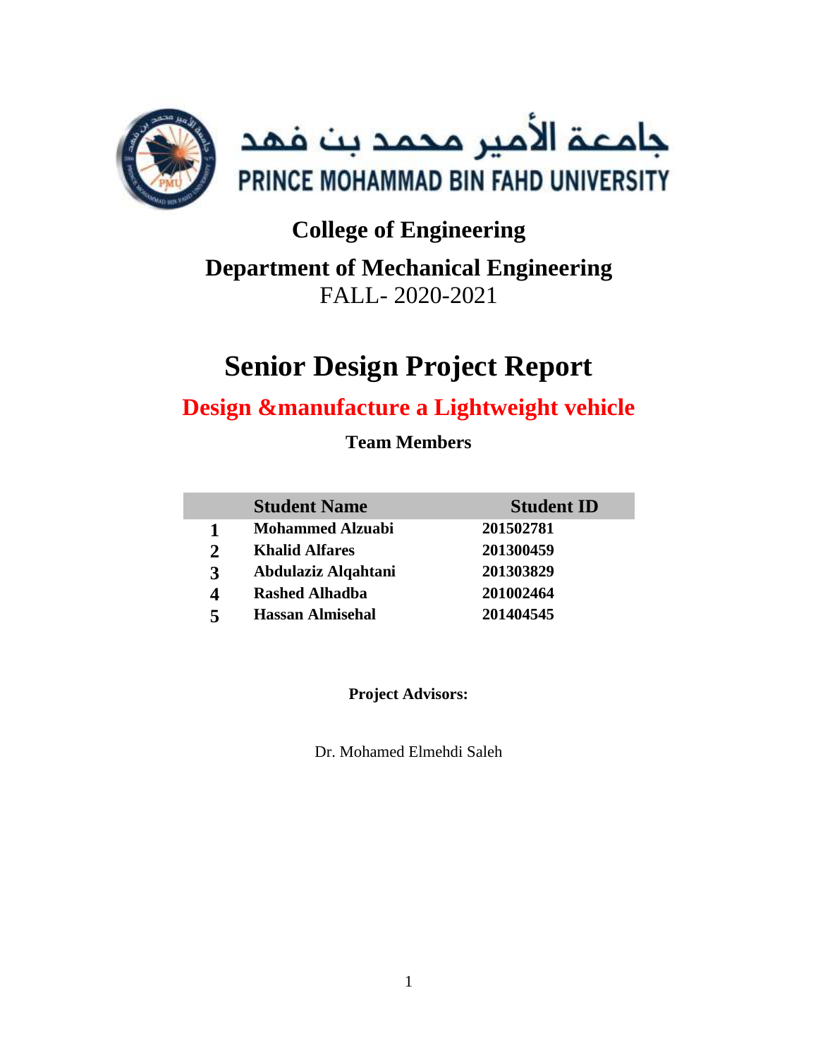جامعة الأمير محمد بن فهد

PRINCE MOHAMMAD BIN FAHD UNIVERSITY

## College of Engineering

## Department of Mechanical Engineering

FALL- 2020-2021

# Senior Design Project Report

## Design &manufacture a Lightweight vehicle

**Team Members**

| | Student Name | Student ID |
|---|---|---|
| **1** | **Mohammed Alzuabi** | **201502781** |
| **2** | **Khalid Alfares** | **201300459** |
| **3** | **Abdulaziz Alqahtani** | **201303829** |
| **4** | **Rashed Alhadba** | **201002464** |
| **5** | **Hassan Almisehal** | **201404545** |

**Project Advisors:**

Dr. Mohamed Elmehdi Saleh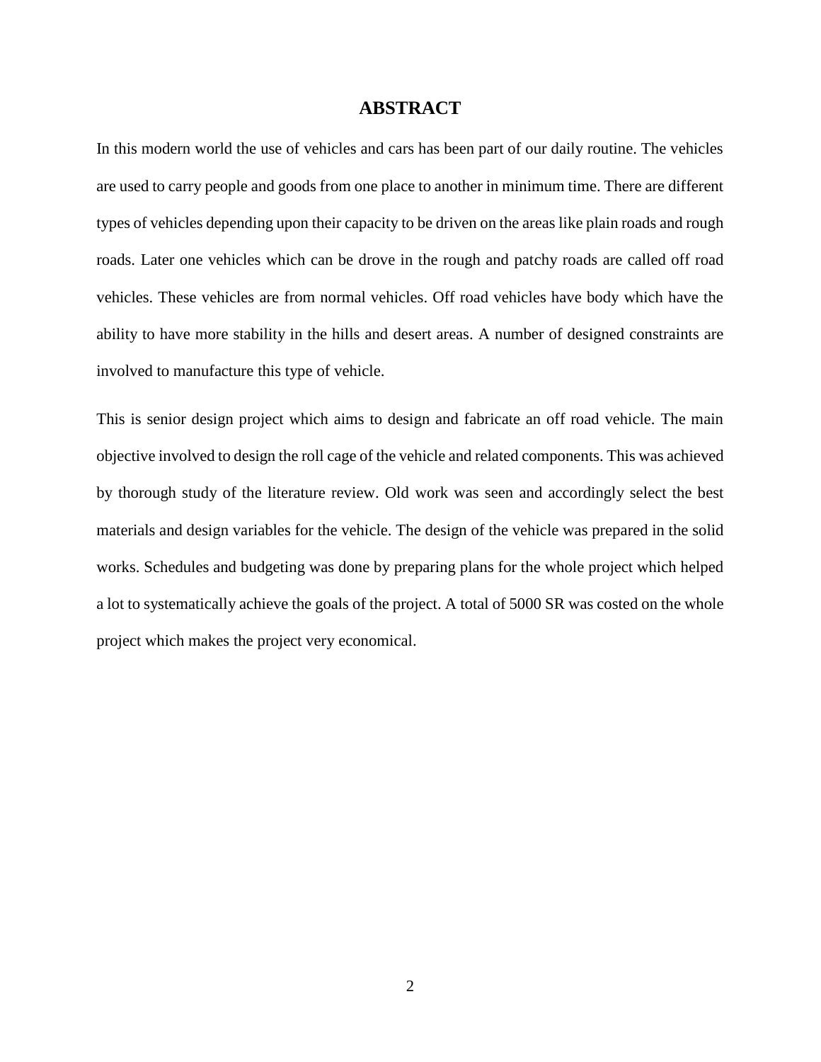# ABSTRACT

In this modern world the use of vehicles and cars has been part of our daily routine. The vehicles are used to carry people and goods from one place to another in minimum time. There are different types of vehicles depending upon their capacity to be driven on the areas like plain roads and rough roads. Later one vehicles which can be drove in the rough and patchy roads are called off road vehicles. These vehicles are from normal vehicles. Off road vehicles have body which have the ability to have more stability in the hills and desert areas. A number of designed constraints are involved to manufacture this type of vehicle.

This is senior design project which aims to design and fabricate an off road vehicle. The main objective involved to design the roll cage of the vehicle and related components. This was achieved by thorough study of the literature review. Old work was seen and accordingly select the best materials and design variables for the vehicle. The design of the vehicle was prepared in the solid works. Schedules and budgeting was done by preparing plans for the whole project which helped a lot to systematically achieve the goals of the project. A total of 5000 SR was costed on the whole project which makes the project very economical.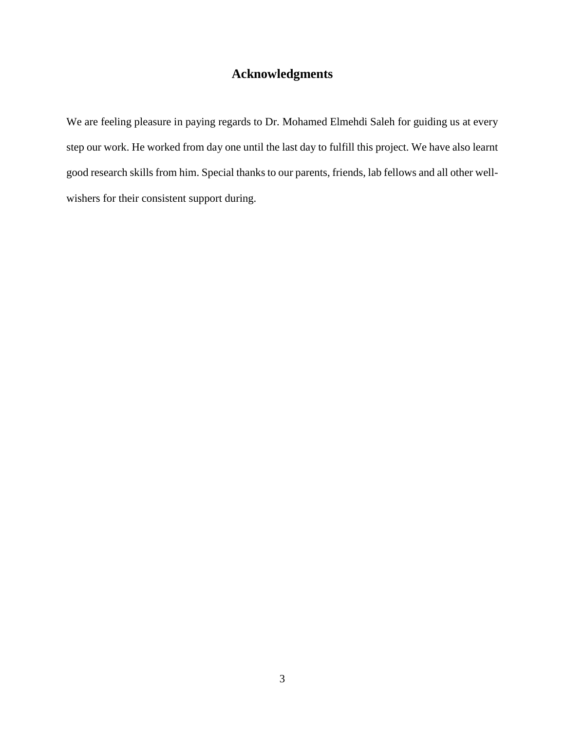# Acknowledgments

We are feeling pleasure in paying regards to Dr. Mohamed Elmehdi Saleh for guiding us at every step our work. He worked from day one until the last day to fulfill this project. We have also learnt good research skills from him. Special thanks to our parents, friends, lab fellows and all other well-wishers for their consistent support during.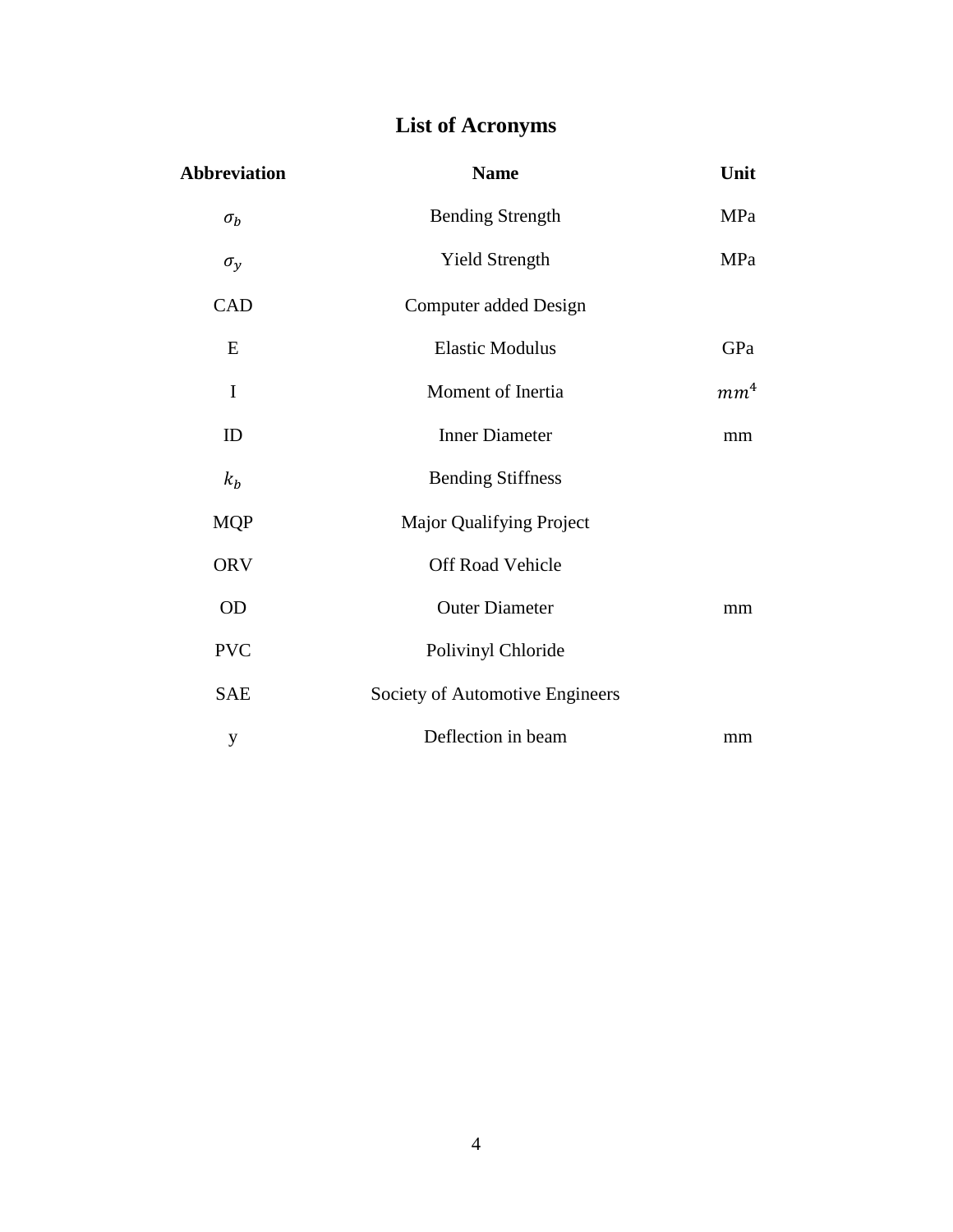# List of Acronyms

| Abbreviation | Name | Unit |
|---|---|---|
| $\sigma_b$ | Bending Strength | MPa |
| $\sigma_y$ | Yield Strength | MPa |
| CAD | Computer added Design | |
| E | Elastic Modulus | GPa |
| I | Moment of Inertia | $mm^4$ |
| ID | Inner Diameter | mm |
| $k_b$ | Bending Stiffness | |
| MQP | Major Qualifying Project | |
| ORV | Off Road Vehicle | |
| OD | Outer Diameter | mm |
| PVC | Polivinyl Chloride | |
| SAE | Society of Automotive Engineers | |
| y | Deflection in beam | mm |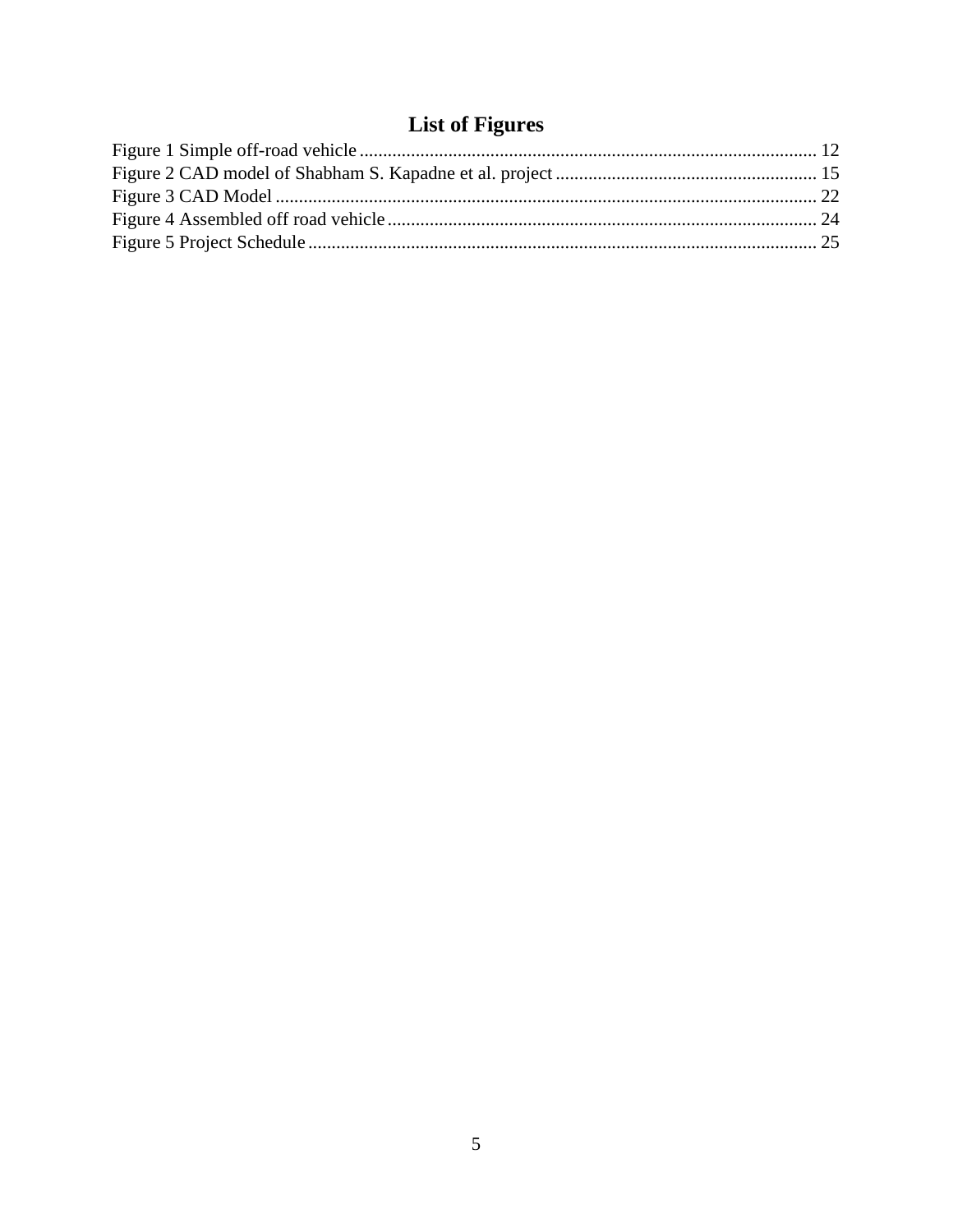# List of Figures

Figure 1 Simple off-road vehicle ............................................................................................ 12
Figure 2 CAD model of Shabham S. Kapadne et al. project ........................................................ 15
Figure 3 CAD Model ................................................................................................................ 22
Figure 4 Assembled off road vehicle ......................................................................................... 24
Figure 5 Project Schedule ........................................................................................................ 25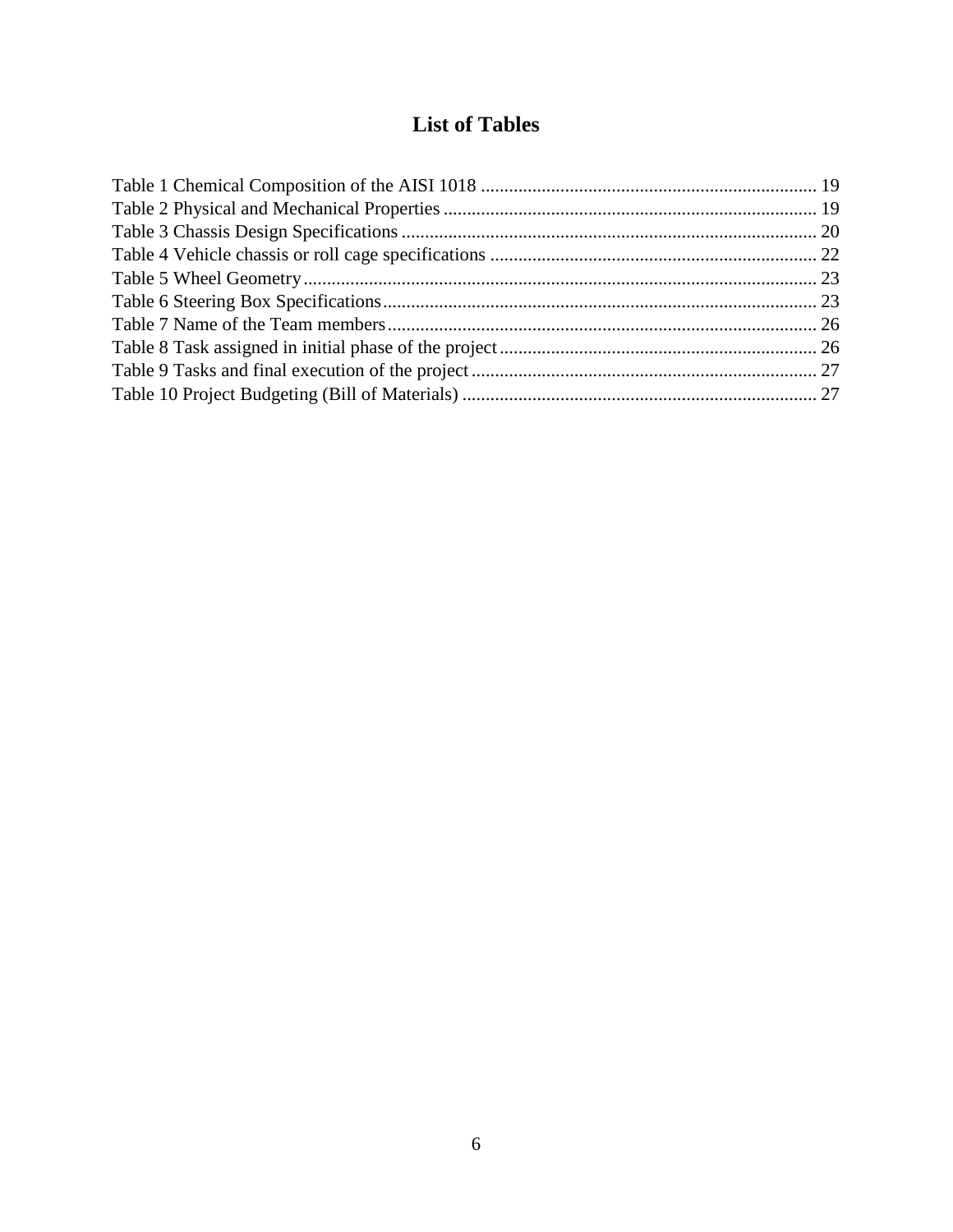# List of Tables

Table 1 Chemical Composition of the AISI 1018 .......................................................................... 19
Table 2 Physical and Mechanical Properties ................................................................................ 19
Table 3 Chassis Design Specifications ......................................................................................... 20
Table 4 Vehicle chassis or roll cage specifications ....................................................................... 22
Table 5 Wheel Geometry .............................................................................................................. 23
Table 6 Steering Box Specifications ............................................................................................. 23
Table 7 Name of the Team members ............................................................................................ 26
Table 8 Task assigned in initial phase of the project .................................................................... 26
Table 9 Tasks and final execution of the project .......................................................................... 27
Table 10 Project Budgeting (Bill of Materials) ............................................................................. 27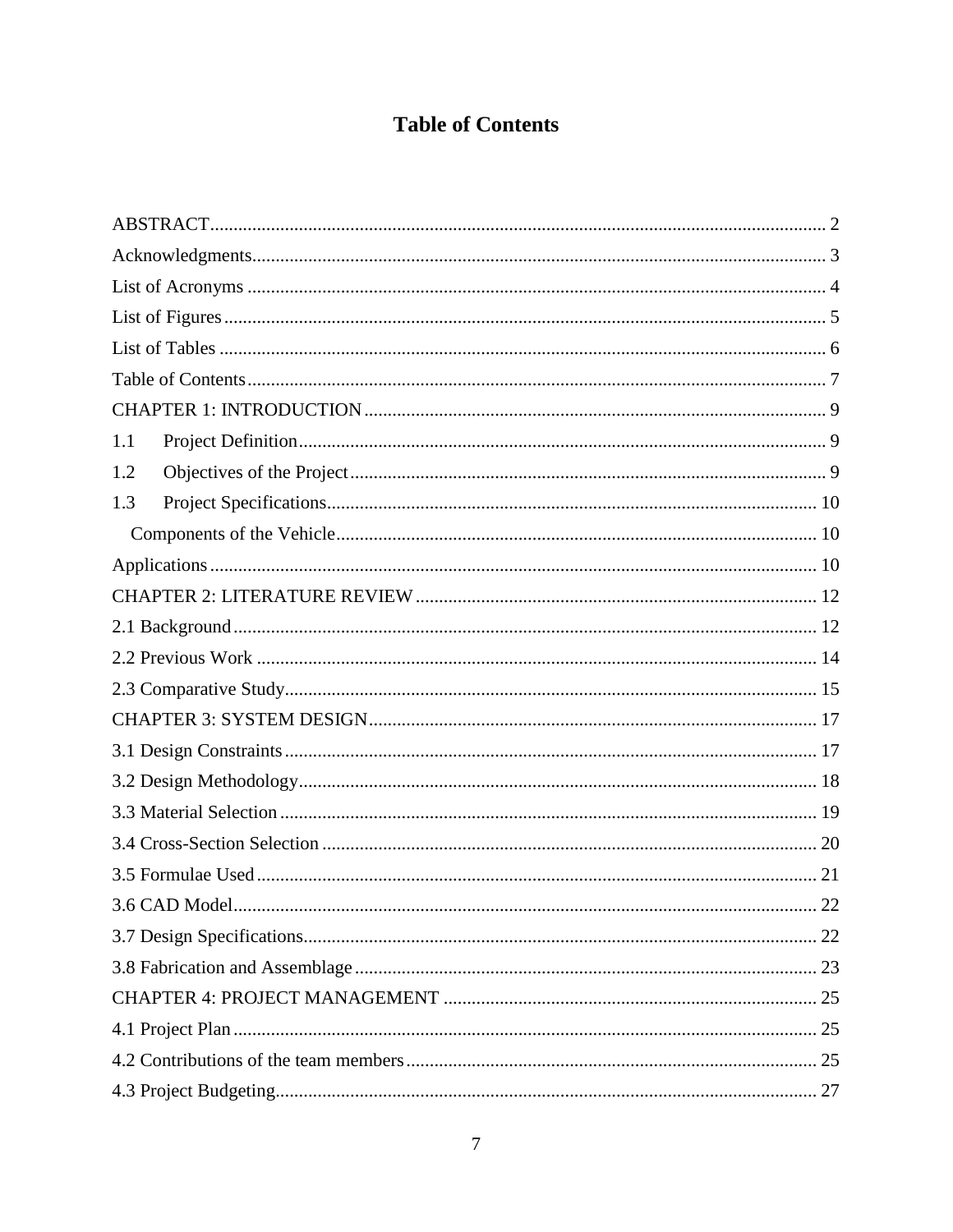# Table of Contents

ABSTRACT ........................................................................................................................ 2

Acknowledgments............................................................................................................... 3

List of Acronyms ................................................................................................................ 4

List of Figures ..................................................................................................................... 5

List of Tables ...................................................................................................................... 6

Table of Contents ................................................................................................................ 7

CHAPTER 1: INTRODUCTION ....................................................................................... 9

1.1 Project Definition ...................................................................................................... 9

1.2 Objectives of the Project ........................................................................................... 9

1.3 Project Specifications .............................................................................................. 10

Components of the Vehicle ............................................................................................. 10

Applications ...................................................................................................................... 10

CHAPTER 2: LITERATURE REVIEW ........................................................................... 12

2.1 Background .................................................................................................................. 12

2.2 Previous Work ............................................................................................................. 14

2.3 Comparative Study ....................................................................................................... 15

CHAPTER 3: SYSTEM DESIGN ..................................................................................... 17

3.1 Design Constraints ....................................................................................................... 17

3.2 Design Methodology .................................................................................................... 18

3.3 Material Selection ........................................................................................................ 19

3.4 Cross-Section Selection ............................................................................................... 20

3.5 Formulae Used ............................................................................................................. 21

3.6 CAD Model .................................................................................................................. 22

3.7 Design Specifications ................................................................................................... 22

3.8 Fabrication and Assemblage ........................................................................................ 23

CHAPTER 4: PROJECT MANAGEMENT ..................................................................... 25

4.1 Project Plan .................................................................................................................. 25

4.2 Contributions of the team members ............................................................................. 25

4.3 Project Budgeting ......................................................................................................... 27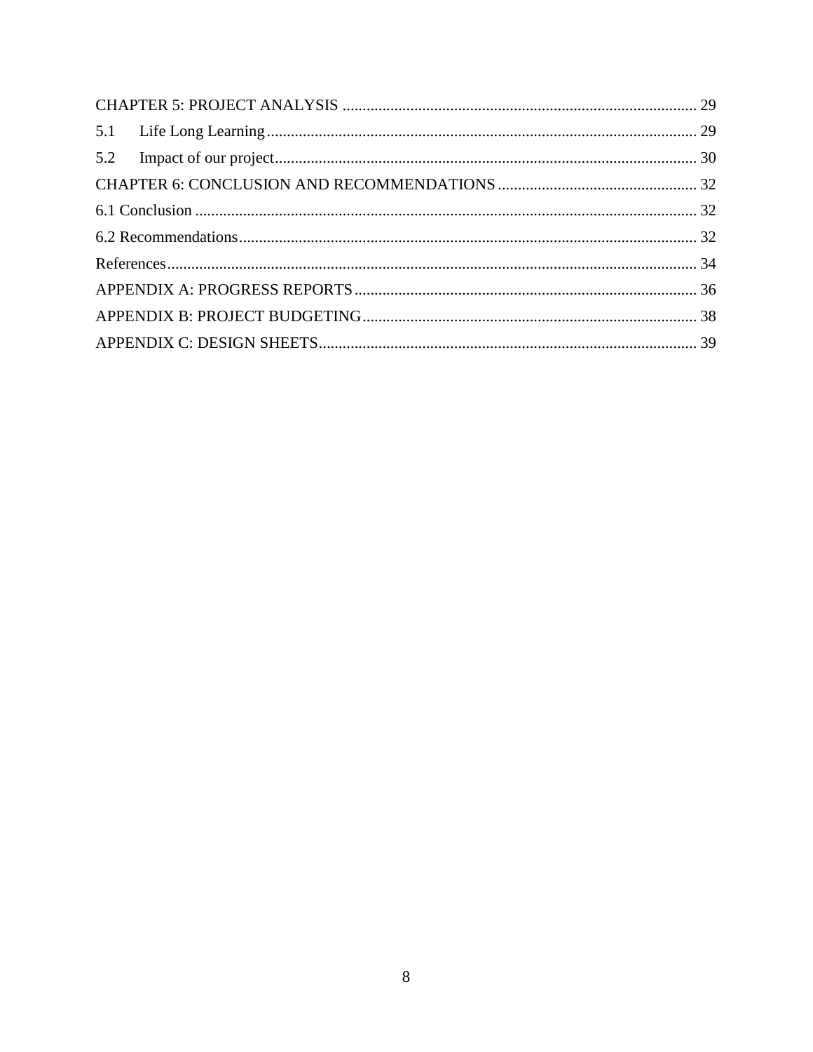CHAPTER 5: PROJECT ANALYSIS ........................................................................................ 29

5.1 Life Long Learning ........................................................................................................ 29

5.2 Impact of our project ...................................................................................................... 30

CHAPTER 6: CONCLUSION AND RECOMMENDATIONS .................................................. 32

6.1 Conclusion .......................................................................................................................... 32

6.2 Recommendations .............................................................................................................. 32

References ................................................................................................................................. 34

APPENDIX A: PROGRESS REPORTS ...................................................................................... 36

APPENDIX B: PROJECT BUDGETING .................................................................................... 38

APPENDIX C: DESIGN SHEETS .............................................................................................. 39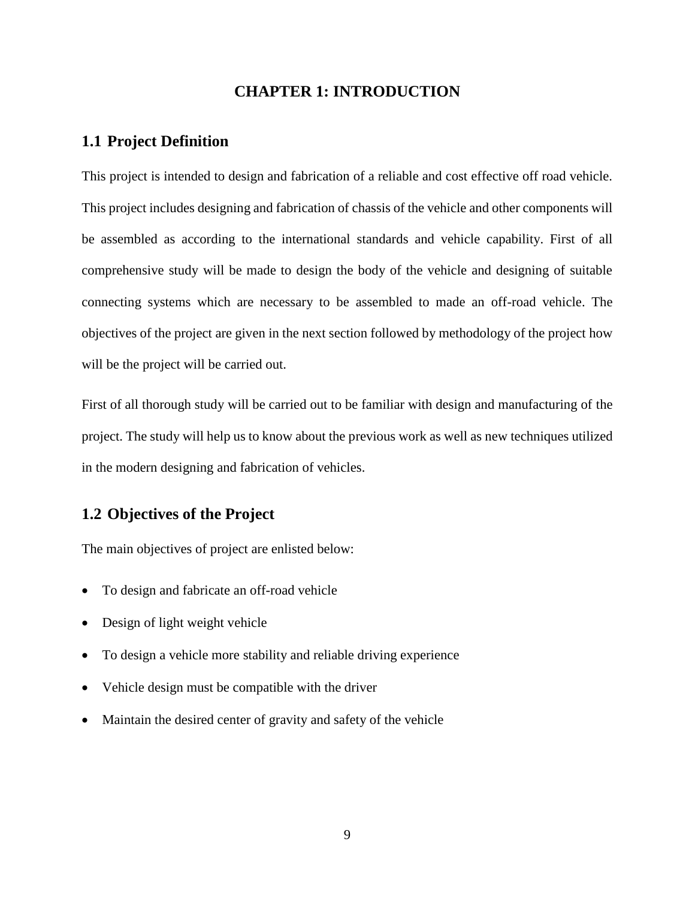# CHAPTER 1: INTRODUCTION

## 1.1 Project Definition

This project is intended to design and fabrication of a reliable and cost effective off road vehicle. This project includes designing and fabrication of chassis of the vehicle and other components will be assembled as according to the international standards and vehicle capability. First of all comprehensive study will be made to design the body of the vehicle and designing of suitable connecting systems which are necessary to be assembled to made an off-road vehicle. The objectives of the project are given in the next section followed by methodology of the project how will be the project will be carried out.

First of all thorough study will be carried out to be familiar with design and manufacturing of the project. The study will help us to know about the previous work as well as new techniques utilized in the modern designing and fabrication of vehicles.

## 1.2 Objectives of the Project

The main objectives of project are enlisted below:

- To design and fabricate an off-road vehicle
- Design of light weight vehicle
- To design a vehicle more stability and reliable driving experience
- Vehicle design must be compatible with the driver
- Maintain the desired center of gravity and safety of the vehicle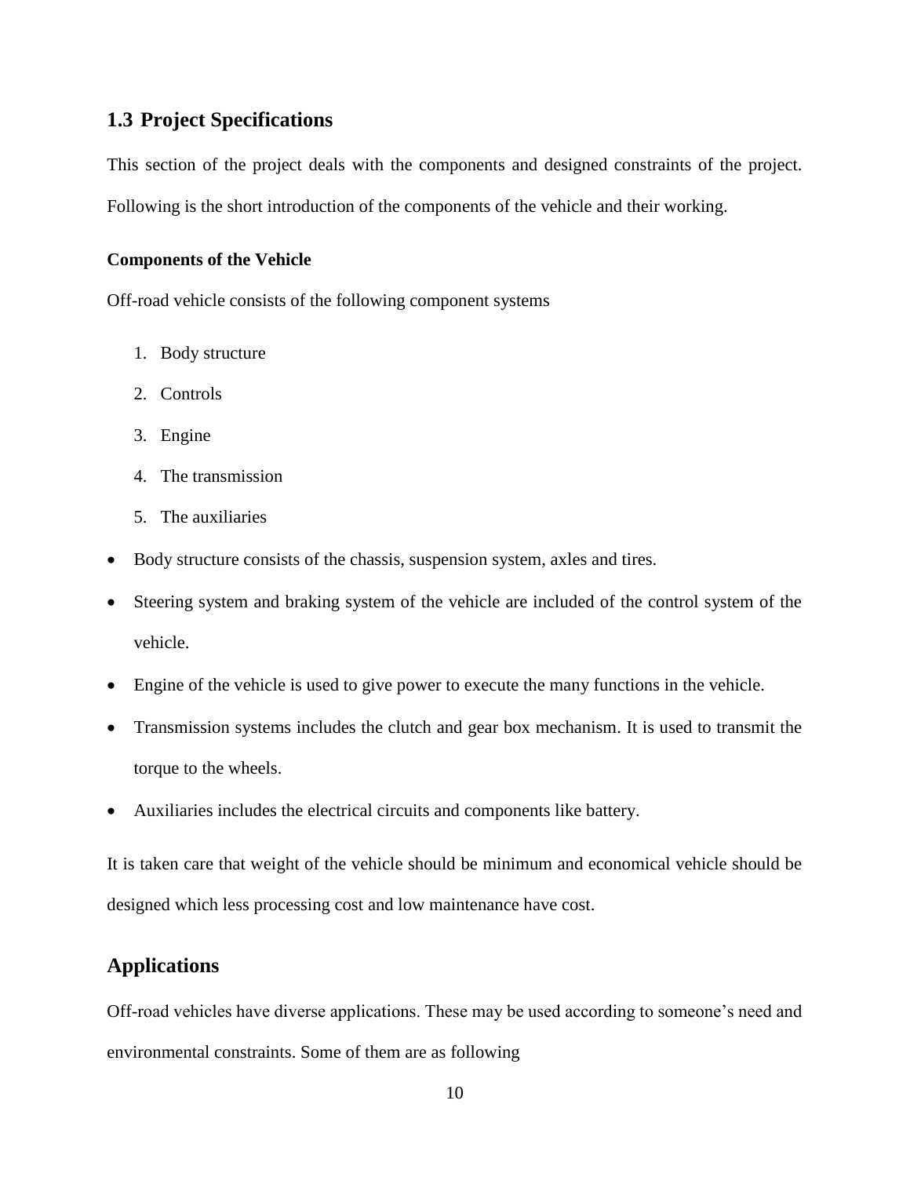## 1.3 Project Specifications

This section of the project deals with the components and designed constraints of the project. Following is the short introduction of the components of the vehicle and their working.

#### Components of the Vehicle

Off-road vehicle consists of the following component systems

1. Body structure
2. Controls
3. Engine
4. The transmission
5. The auxiliaries

- Body structure consists of the chassis, suspension system, axles and tires.
- Steering system and braking system of the vehicle are included of the control system of the vehicle.
- Engine of the vehicle is used to give power to execute the many functions in the vehicle.
- Transmission systems includes the clutch and gear box mechanism. It is used to transmit the torque to the wheels.
- Auxiliaries includes the electrical circuits and components like battery.

It is taken care that weight of the vehicle should be minimum and economical vehicle should be designed which less processing cost and low maintenance have cost.

## Applications

Off-road vehicles have diverse applications. These may be used according to someone's need and environmental constraints. Some of them are as following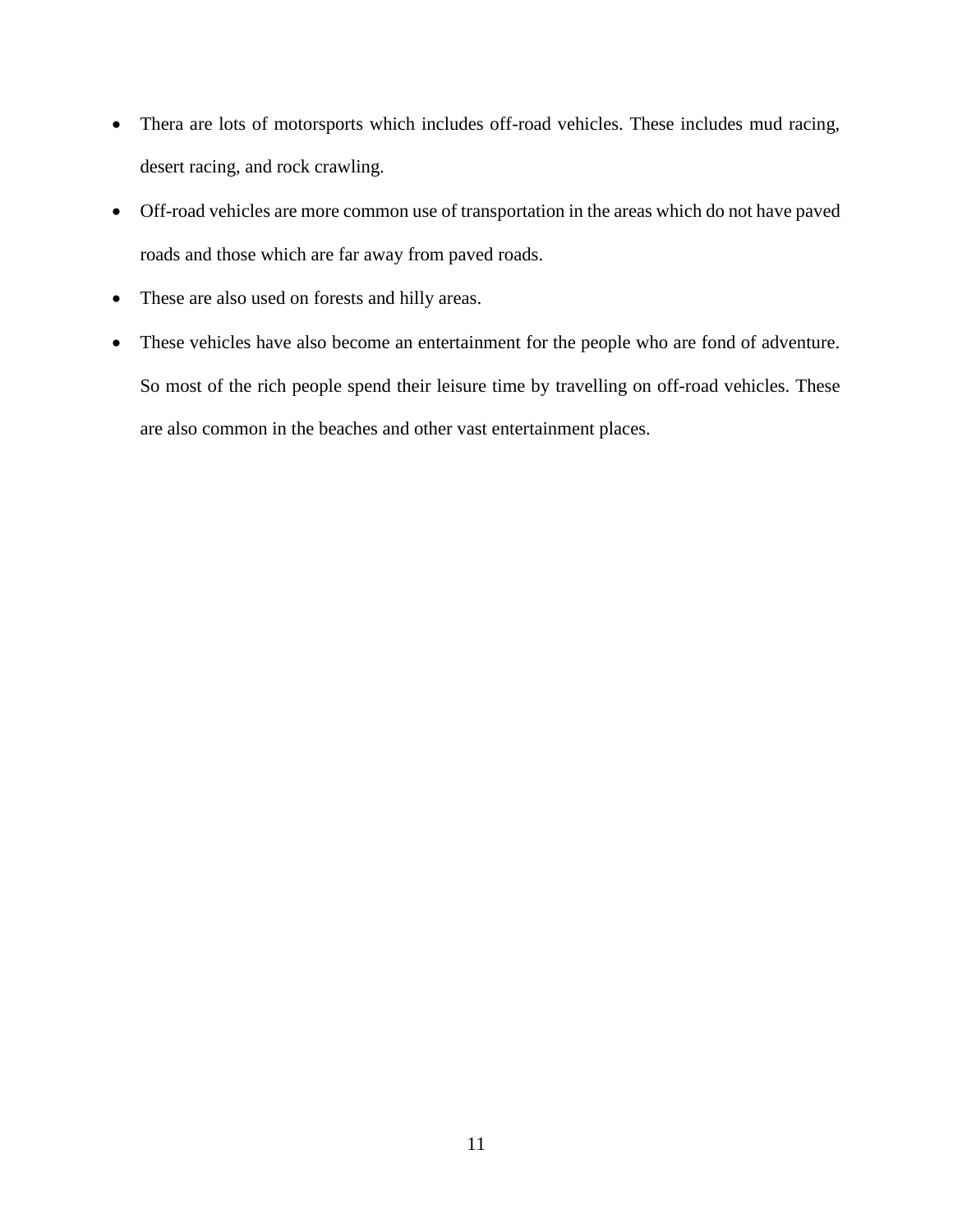- Thera are lots of motorsports which includes off-road vehicles. These includes mud racing, desert racing, and rock crawling.
- Off-road vehicles are more common use of transportation in the areas which do not have paved roads and those which are far away from paved roads.
- These are also used on forests and hilly areas.
- These vehicles have also become an entertainment for the people who are fond of adventure. So most of the rich people spend their leisure time by travelling on off-road vehicles. These are also common in the beaches and other vast entertainment places.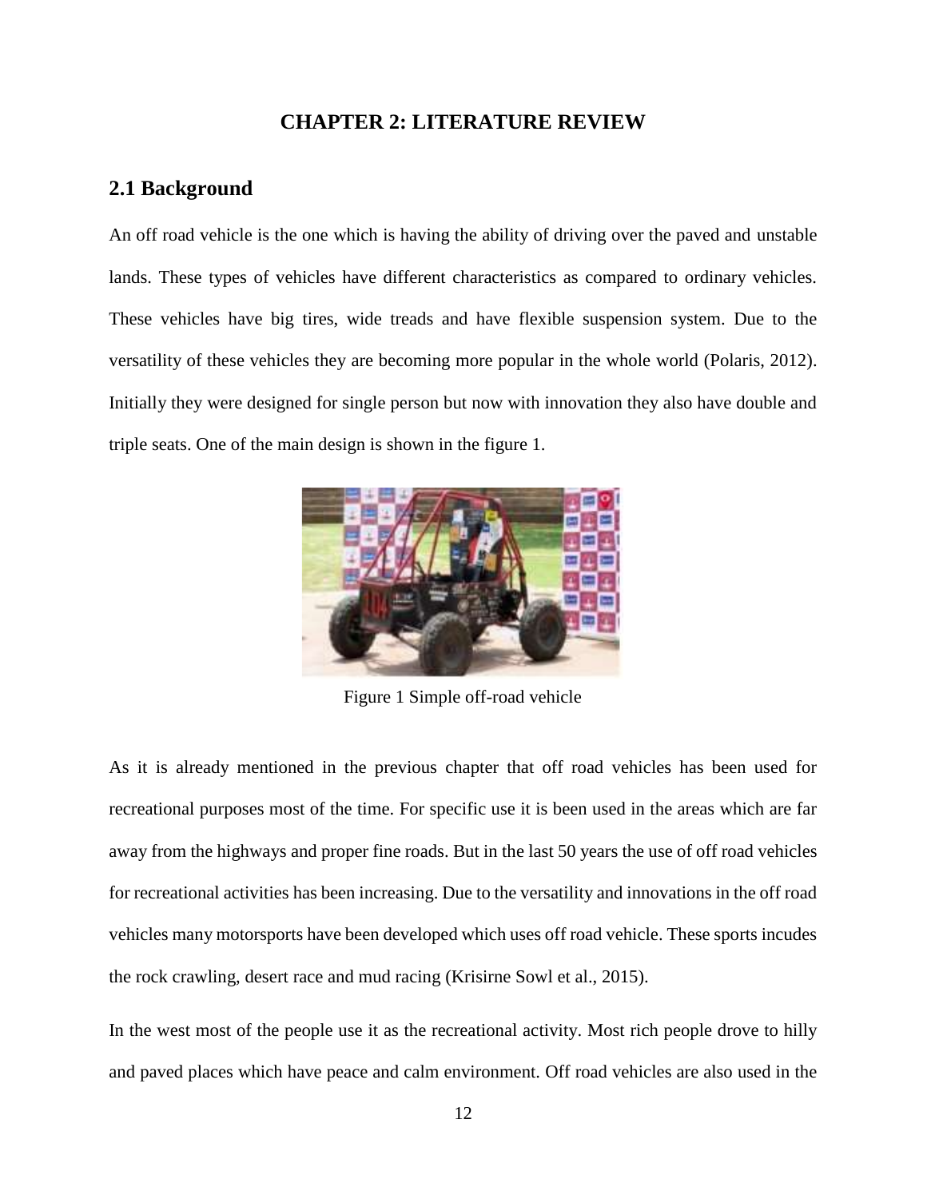# CHAPTER 2: LITERATURE REVIEW

## 2.1 Background

An off road vehicle is the one which is having the ability of driving over the paved and unstable lands. These types of vehicles have different characteristics as compared to ordinary vehicles. These vehicles have big tires, wide treads and have flexible suspension system. Due to the versatility of these vehicles they are becoming more popular in the whole world (Polaris, 2012). Initially they were designed for single person but now with innovation they also have double and triple seats. One of the main design is shown in the figure 1.

Figure 1 Simple off-road vehicle

As it is already mentioned in the previous chapter that off road vehicles has been used for recreational purposes most of the time. For specific use it is been used in the areas which are far away from the highways and proper fine roads. But in the last 50 years the use of off road vehicles for recreational activities has been increasing. Due to the versatility and innovations in the off road vehicles many motorsports have been developed which uses off road vehicle. These sports incudes the rock crawling, desert race and mud racing (Krisirne Sowl et al., 2015).

In the west most of the people use it as the recreational activity. Most rich people drove to hilly and paved places which have peace and calm environment. Off road vehicles are also used in the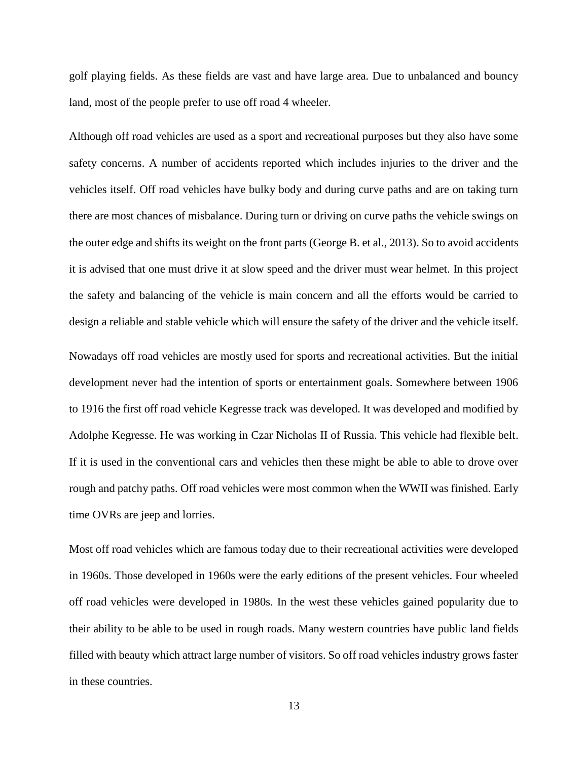golf playing fields. As these fields are vast and have large area. Due to unbalanced and bouncy land, most of the people prefer to use off road 4 wheeler.

Although off road vehicles are used as a sport and recreational purposes but they also have some safety concerns. A number of accidents reported which includes injuries to the driver and the vehicles itself. Off road vehicles have bulky body and during curve paths and are on taking turn there are most chances of misbalance. During turn or driving on curve paths the vehicle swings on the outer edge and shifts its weight on the front parts (George B. et al., 2013). So to avoid accidents it is advised that one must drive it at slow speed and the driver must wear helmet. In this project the safety and balancing of the vehicle is main concern and all the efforts would be carried to design a reliable and stable vehicle which will ensure the safety of the driver and the vehicle itself.

Nowadays off road vehicles are mostly used for sports and recreational activities. But the initial development never had the intention of sports or entertainment goals. Somewhere between 1906 to 1916 the first off road vehicle Kegresse track was developed. It was developed and modified by Adolphe Kegresse. He was working in Czar Nicholas II of Russia. This vehicle had flexible belt. If it is used in the conventional cars and vehicles then these might be able to able to drove over rough and patchy paths. Off road vehicles were most common when the WWII was finished. Early time OVRs are jeep and lorries.

Most off road vehicles which are famous today due to their recreational activities were developed in 1960s. Those developed in 1960s were the early editions of the present vehicles. Four wheeled off road vehicles were developed in 1980s. In the west these vehicles gained popularity due to their ability to be able to be used in rough roads. Many western countries have public land fields filled with beauty which attract large number of visitors. So off road vehicles industry grows faster in these countries.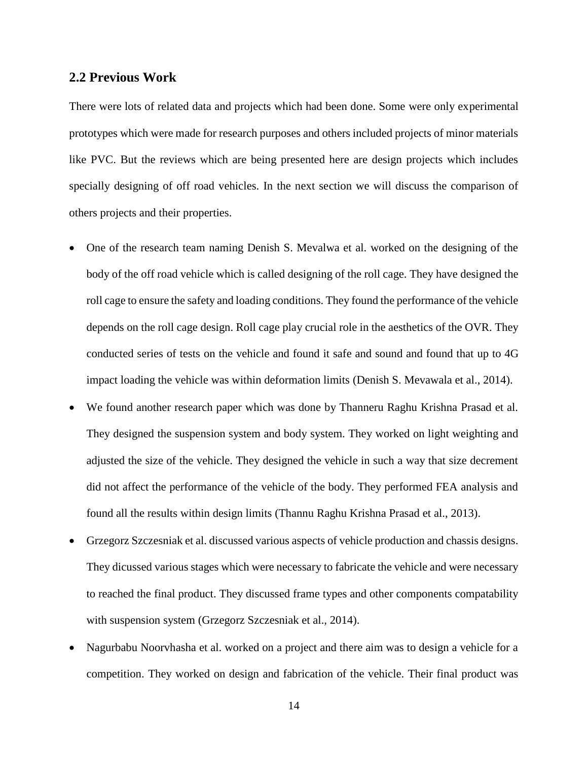## 2.2 Previous Work

There were lots of related data and projects which had been done. Some were only experimental prototypes which were made for research purposes and others included projects of minor materials like PVC. But the reviews which are being presented here are design projects which includes specially designing of off road vehicles. In the next section we will discuss the comparison of others projects and their properties.

- One of the research team naming Denish S. Mevalwa et al. worked on the designing of the body of the off road vehicle which is called designing of the roll cage. They have designed the roll cage to ensure the safety and loading conditions. They found the performance of the vehicle depends on the roll cage design. Roll cage play crucial role in the aesthetics of the OVR. They conducted series of tests on the vehicle and found it safe and sound and found that up to 4G impact loading the vehicle was within deformation limits (Denish S. Mevawala et al., 2014).
- We found another research paper which was done by Thanneru Raghu Krishna Prasad et al. They designed the suspension system and body system. They worked on light weighting and adjusted the size of the vehicle. They designed the vehicle in such a way that size decrement did not affect the performance of the vehicle of the body. They performed FEA analysis and found all the results within design limits (Thannu Raghu Krishna Prasad et al., 2013).
- Grzegorz Szczesniak et al. discussed various aspects of vehicle production and chassis designs. They dicussed various stages which were necessary to fabricate the vehicle and were necessary to reached the final product. They discussed frame types and other components compatability with suspension system (Grzegorz Szczesniak et al., 2014).
- Nagurbabu Noorvhasha et al. worked on a project and there aim was to design a vehicle for a competition. They worked on design and fabrication of the vehicle. Their final product was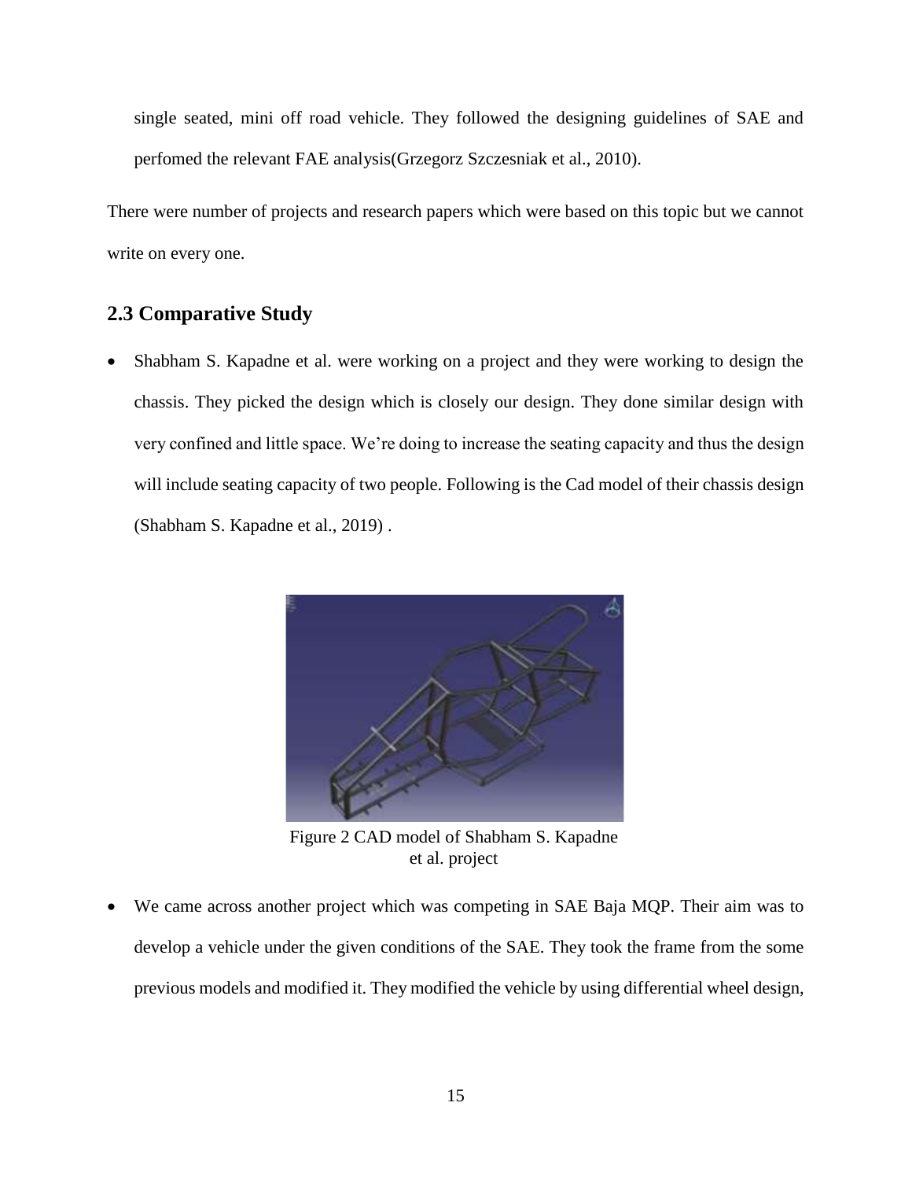single seated, mini off road vehicle. They followed the designing guidelines of SAE and perfomed the relevant FAE analysis(Grzegorz Szczesniak et al., 2010).

There were number of projects and research papers which were based on this topic but we cannot write on every one.

## 2.3 Comparative Study

- Shabham S. Kapadne et al. were working on a project and they were working to design the chassis. They picked the design which is closely our design. They done similar design with very confined and little space. We're doing to increase the seating capacity and thus the design will include seating capacity of two people. Following is the Cad model of their chassis design (Shabham S. Kapadne et al., 2019) .

Figure 2 CAD model of Shabham S. Kapadne et al. project

- We came across another project which was competing in SAE Baja MQP. Their aim was to develop a vehicle under the given conditions of the SAE. They took the frame from the some previous models and modified it. They modified the vehicle by using differential wheel design,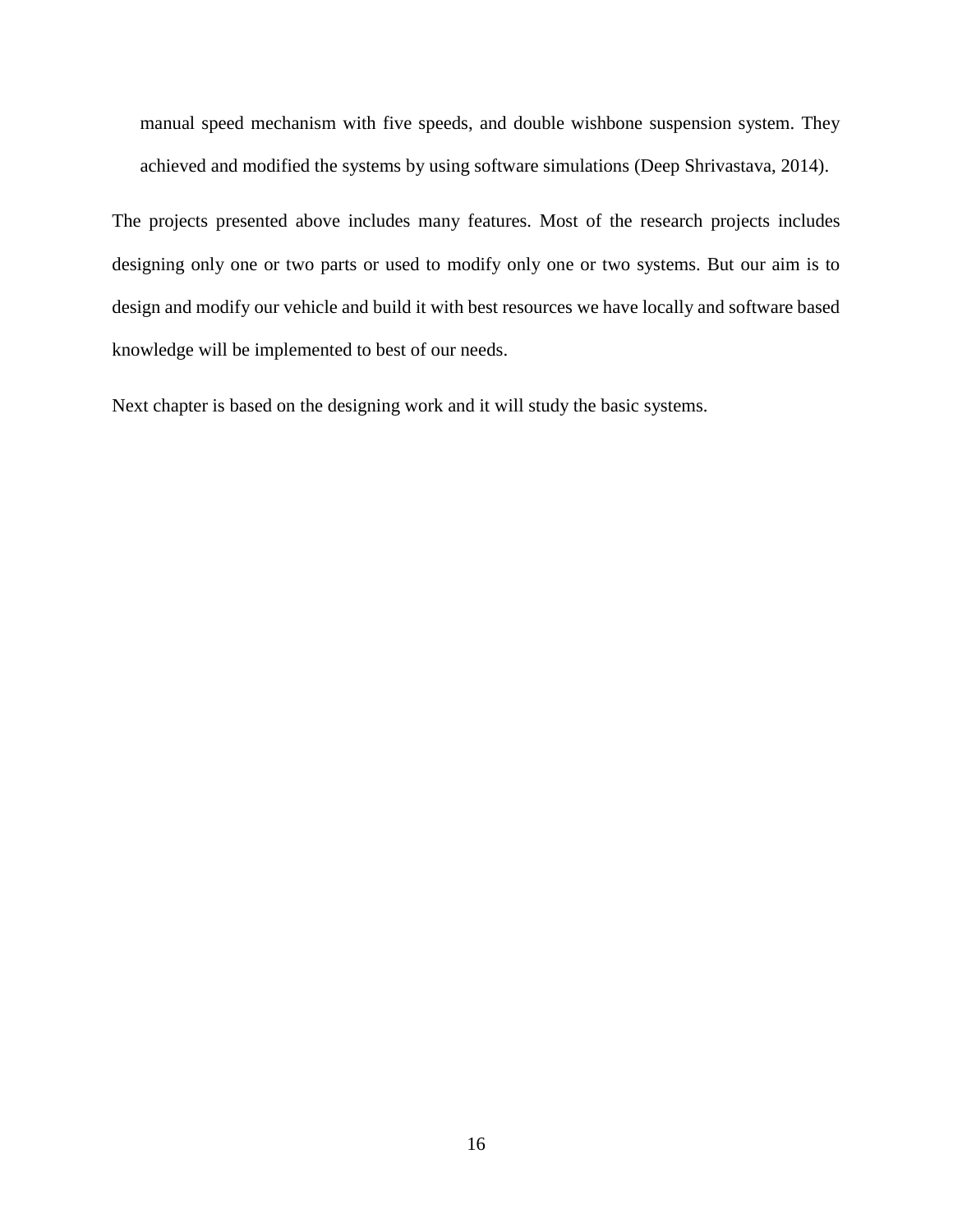manual speed mechanism with five speeds, and double wishbone suspension system. They achieved and modified the systems by using software simulations (Deep Shrivastava, 2014).

The projects presented above includes many features. Most of the research projects includes designing only one or two parts or used to modify only one or two systems. But our aim is to design and modify our vehicle and build it with best resources we have locally and software based knowledge will be implemented to best of our needs.

Next chapter is based on the designing work and it will study the basic systems.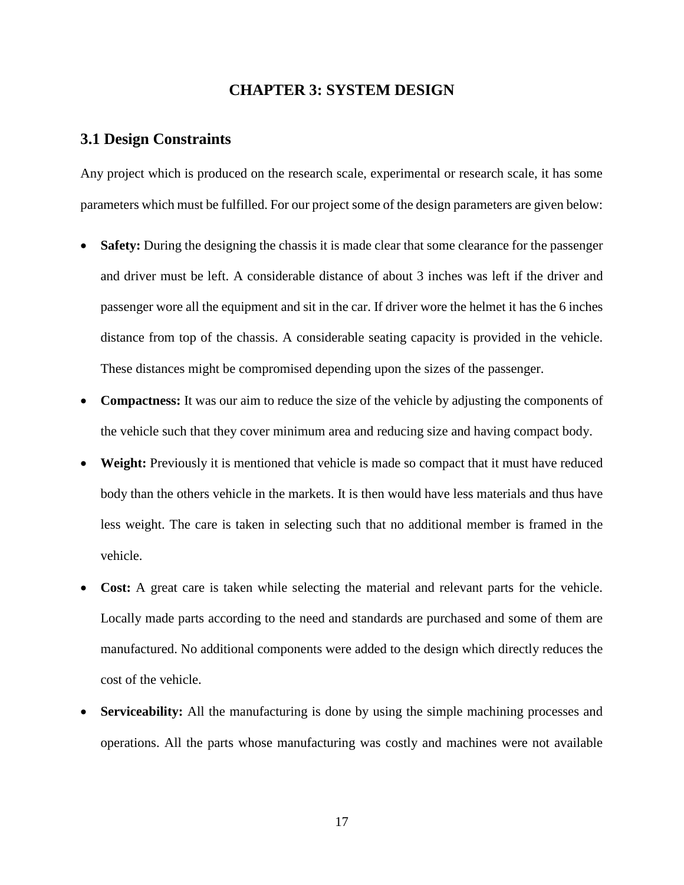# CHAPTER 3: SYSTEM DESIGN

## 3.1 Design Constraints

Any project which is produced on the research scale, experimental or research scale, it has some parameters which must be fulfilled. For our project some of the design parameters are given below:

- **Safety:** During the designing the chassis it is made clear that some clearance for the passenger and driver must be left. A considerable distance of about 3 inches was left if the driver and passenger wore all the equipment and sit in the car. If driver wore the helmet it has the 6 inches distance from top of the chassis. A considerable seating capacity is provided in the vehicle. These distances might be compromised depending upon the sizes of the passenger.
- **Compactness:** It was our aim to reduce the size of the vehicle by adjusting the components of the vehicle such that they cover minimum area and reducing size and having compact body.
- **Weight:** Previously it is mentioned that vehicle is made so compact that it must have reduced body than the others vehicle in the markets. It is then would have less materials and thus have less weight. The care is taken in selecting such that no additional member is framed in the vehicle.
- **Cost:** A great care is taken while selecting the material and relevant parts for the vehicle. Locally made parts according to the need and standards are purchased and some of them are manufactured. No additional components were added to the design which directly reduces the cost of the vehicle.
- **Serviceability:** All the manufacturing is done by using the simple machining processes and operations. All the parts whose manufacturing was costly and machines were not available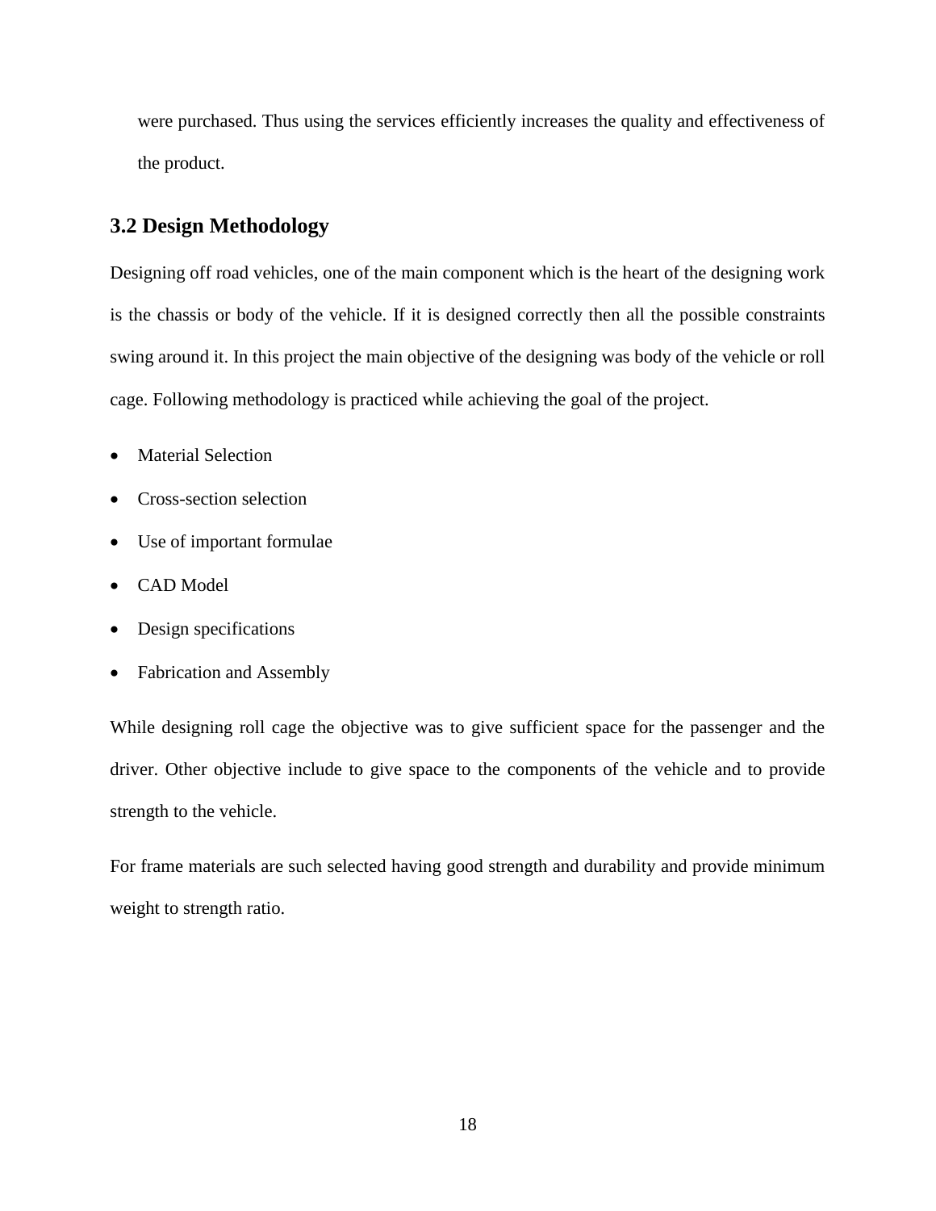were purchased. Thus using the services efficiently increases the quality and effectiveness of the product.

## 3.2 Design Methodology

Designing off road vehicles, one of the main component which is the heart of the designing work is the chassis or body of the vehicle. If it is designed correctly then all the possible constraints swing around it. In this project the main objective of the designing was body of the vehicle or roll cage. Following methodology is practiced while achieving the goal of the project.

- Material Selection
- Cross-section selection
- Use of important formulae
- CAD Model
- Design specifications
- Fabrication and Assembly

While designing roll cage the objective was to give sufficient space for the passenger and the driver. Other objective include to give space to the components of the vehicle and to provide strength to the vehicle.

For frame materials are such selected having good strength and durability and provide minimum weight to strength ratio.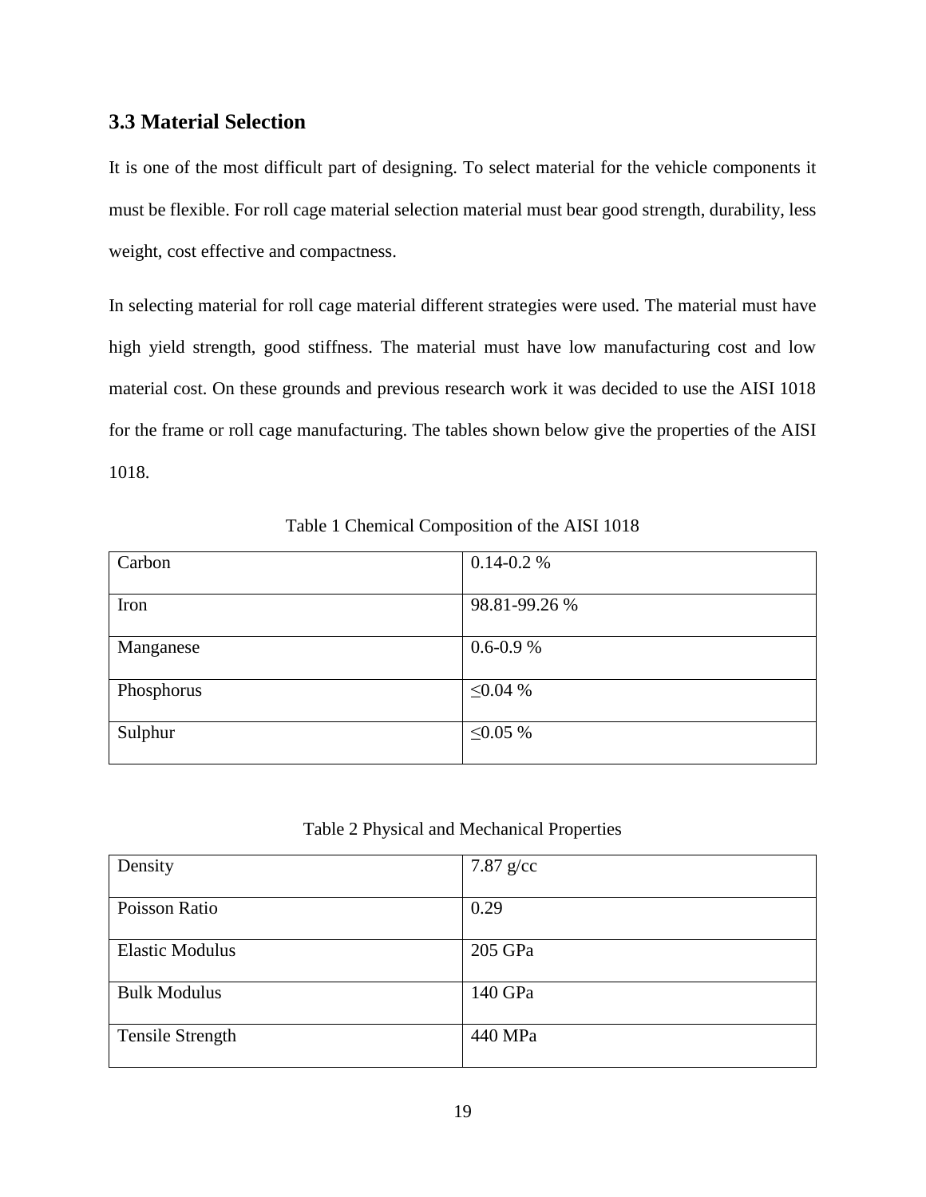### 3.3 Material Selection

It is one of the most difficult part of designing. To select material for the vehicle components it must be flexible. For roll cage material selection material must bear good strength, durability, less weight, cost effective and compactness.

In selecting material for roll cage material different strategies were used. The material must have high yield strength, good stiffness. The material must have low manufacturing cost and low material cost. On these grounds and previous research work it was decided to use the AISI 1018 for the frame or roll cage manufacturing. The tables shown below give the properties of the AISI 1018.

Table 1 Chemical Composition of the AISI 1018

| | |
|---|---|
| Carbon | 0.14-0.2 % |
| Iron | 98.81-99.26 % |
| Manganese | 0.6-0.9 % |
| Phosphorus | ≤0.04 % |
| Sulphur | ≤0.05 % |

Table 2 Physical and Mechanical Properties

| | |
|---|---|
| Density | 7.87 g/cc |
| Poisson Ratio | 0.29 |
| Elastic Modulus | 205 GPa |
| Bulk Modulus | 140 GPa |
| Tensile Strength | 440 MPa |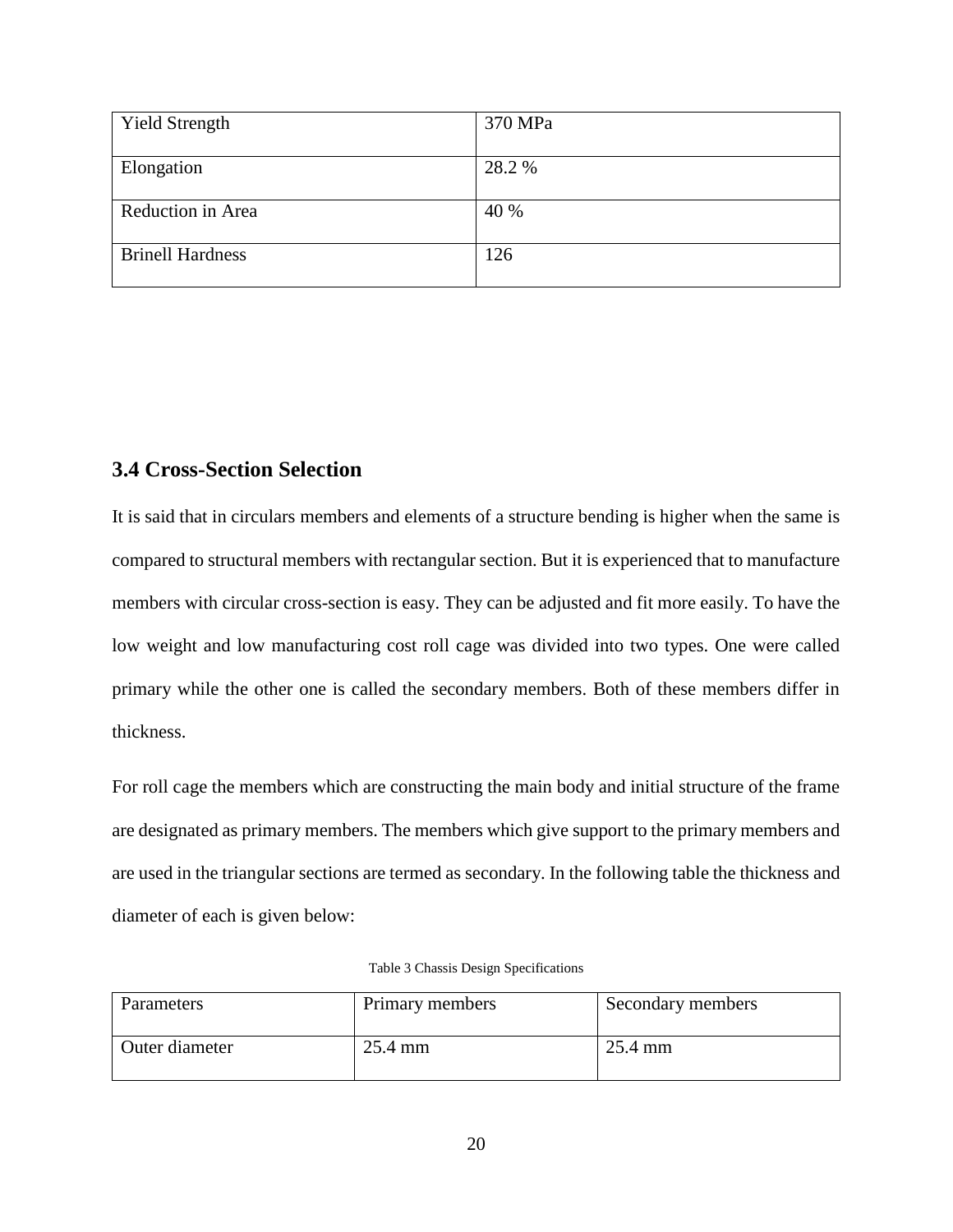| Yield Strength | 370 MPa |
| --- | --- |
| Elongation | 28.2 % |
| Reduction in Area | 40 % |
| Brinell Hardness | 126 |

### 3.4 Cross-Section Selection

It is said that in circulars members and elements of a structure bending is higher when the same is compared to structural members with rectangular section. But it is experienced that to manufacture members with circular cross-section is easy. They can be adjusted and fit more easily. To have the low weight and low manufacturing cost roll cage was divided into two types. One were called primary while the other one is called the secondary members. Both of these members differ in thickness.

For roll cage the members which are constructing the main body and initial structure of the frame are designated as primary members. The members which give support to the primary members and are used in the triangular sections are termed as secondary. In the following table the thickness and diameter of each is given below:

Table 3 Chassis Design Specifications

| Parameters | Primary members | Secondary members |
| --- | --- | --- |
| Outer diameter | 25.4 mm | 25.4 mm |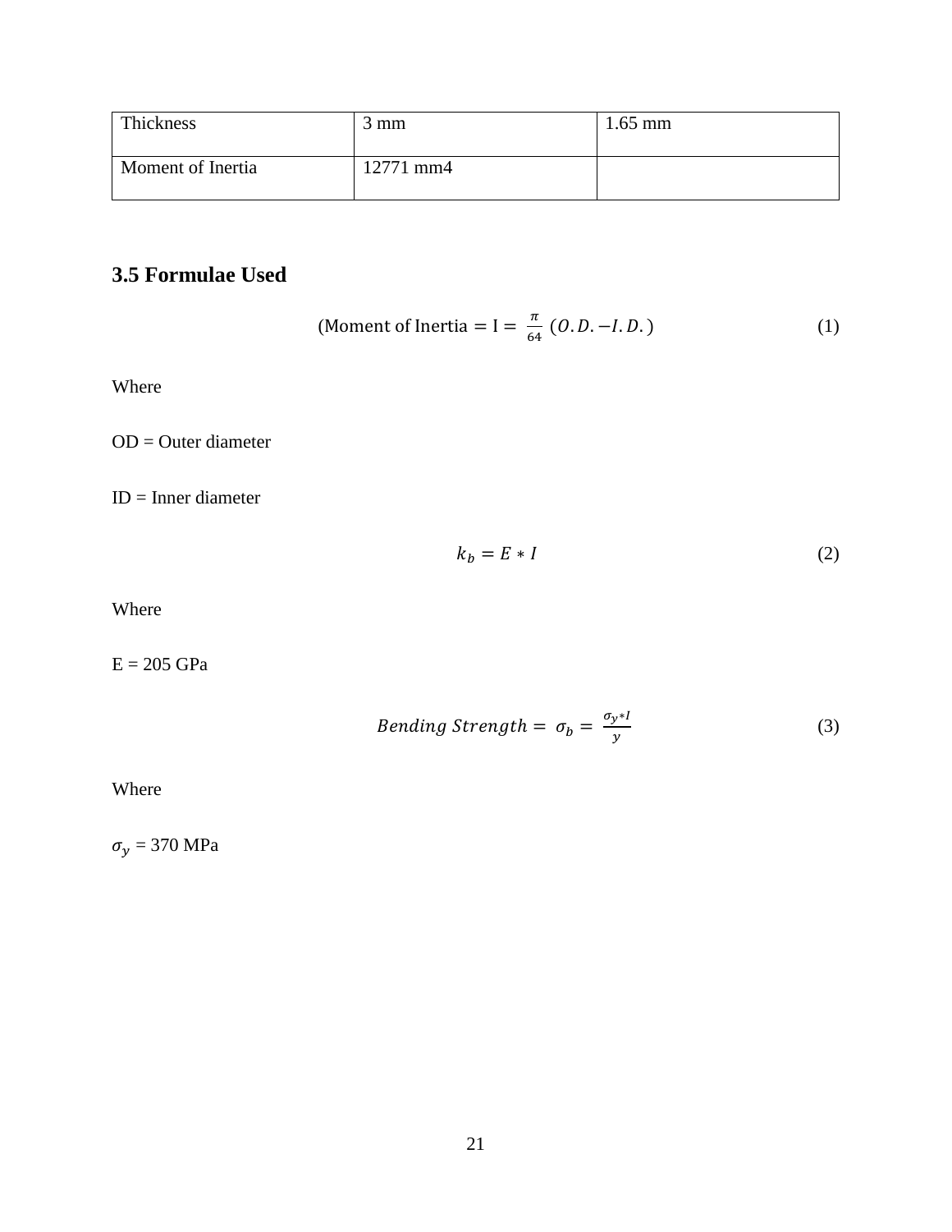| Thickness | 3 mm | 1.65 mm |
|---|---|---|
| Moment of Inertia | 12771 mm4 | |

## 3.5 Formulae Used

$$(\text{Moment of Inertia} = \text{I} = \frac{\pi}{64}\,(O.D. - I.D.) \tag{1}$$

Where

OD = Outer diameter

ID = Inner diameter

$$k_b = E * I \tag{2}$$

Where

E = 205 GPa

$$Bending\ Strength = \sigma_b = \frac{\sigma_y * I}{y} \tag{3}$$

Where

$\sigma_y$ = 370 MPa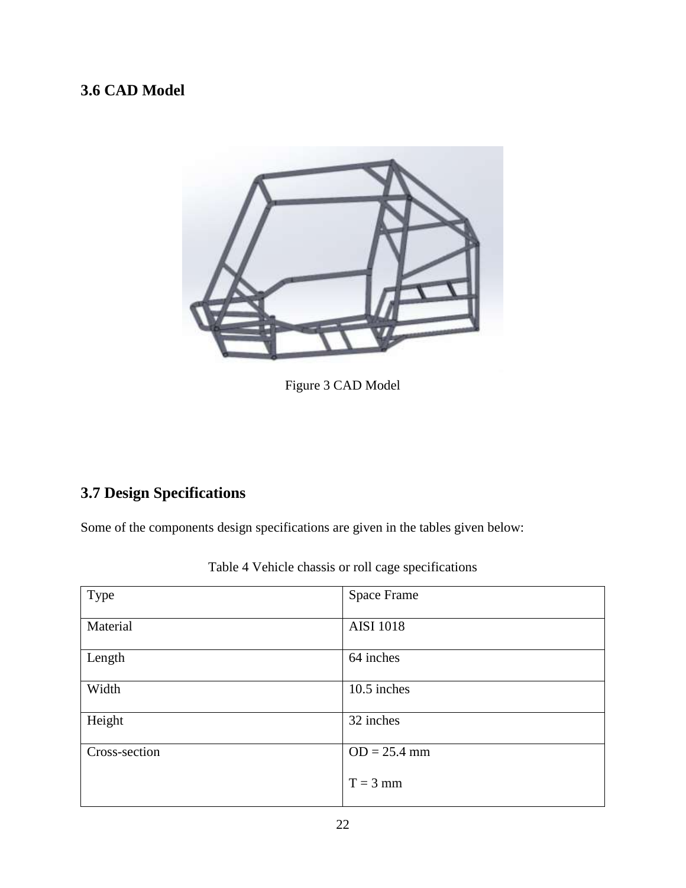## 3.6 CAD Model

Figure 3 CAD Model

## 3.7 Design Specifications

Some of the components design specifications are given in the tables given below:

Table 4 Vehicle chassis or roll cage specifications

| Type | Space Frame |
|---|---|
| Material | AISI 1018 |
| Length | 64 inches |
| Width | 10.5 inches |
| Height | 32 inches |
| Cross-section | OD = 25.4 mm<br>T = 3 mm |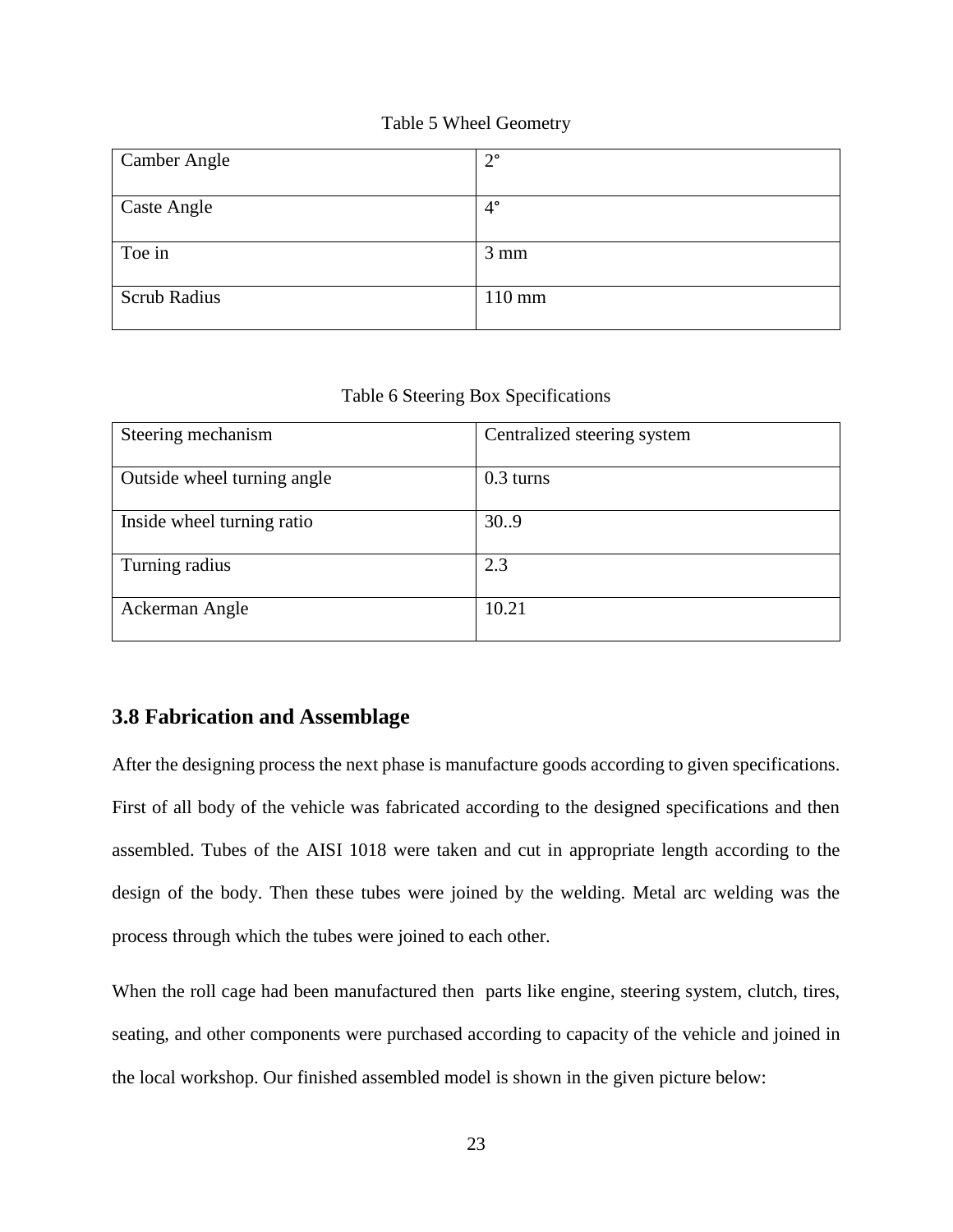Table 5 Wheel Geometry

| Camber Angle | 2° |
|---|---|
| Caste Angle | 4° |
| Toe in | 3 mm |
| Scrub Radius | 110 mm |

Table 6 Steering Box Specifications

| Steering mechanism | Centralized steering system |
|---|---|
| Outside wheel turning angle | 0.3 turns |
| Inside wheel turning ratio | 30..9 |
| Turning radius | 2.3 |
| Ackerman Angle | 10.21 |

## 3.8 Fabrication and Assemblage

After the designing process the next phase is manufacture goods according to given specifications. First of all body of the vehicle was fabricated according to the designed specifications and then assembled. Tubes of the AISI 1018 were taken and cut in appropriate length according to the design of the body. Then these tubes were joined by the welding. Metal arc welding was the process through which the tubes were joined to each other.

When the roll cage had been manufactured then parts like engine, steering system, clutch, tires, seating, and other components were purchased according to capacity of the vehicle and joined in the local workshop. Our finished assembled model is shown in the given picture below: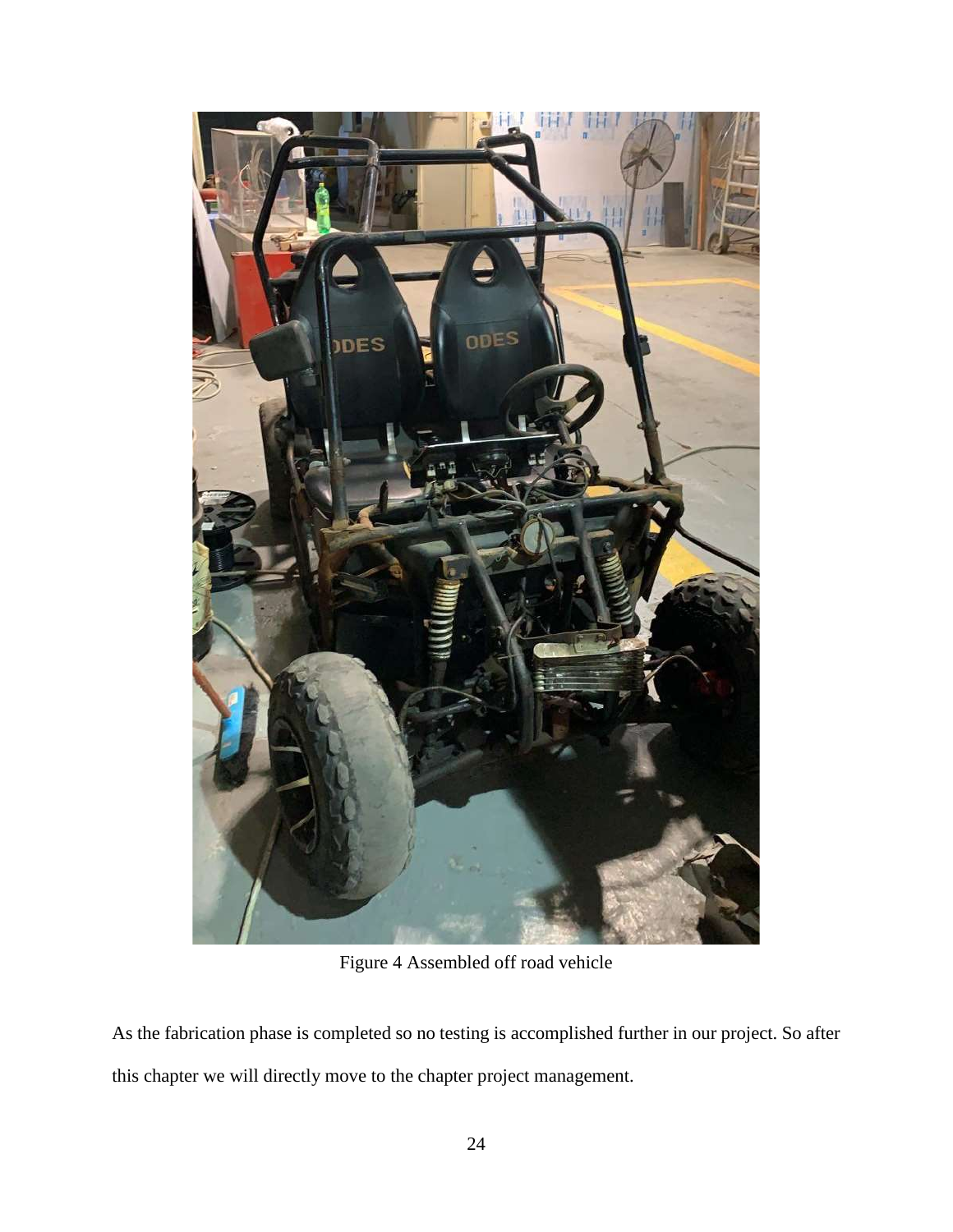Figure 4 Assembled off road vehicle

As the fabrication phase is completed so no testing is accomplished further in our project. So after this chapter we will directly move to the chapter project management.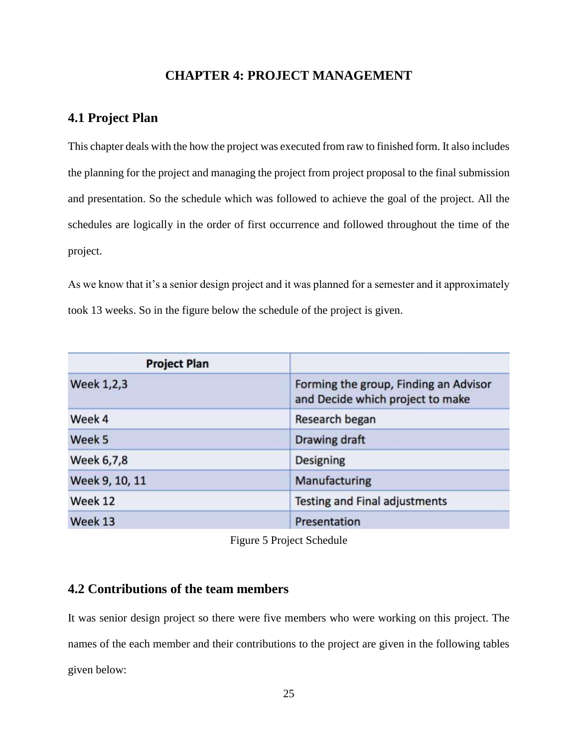# CHAPTER 4: PROJECT MANAGEMENT

## 4.1 Project Plan

This chapter deals with the how the project was executed from raw to finished form. It also includes the planning for the project and managing the project from project proposal to the final submission and presentation. So the schedule which was followed to achieve the goal of the project. All the schedules are logically in the order of first occurrence and followed throughout the time of the project.

As we know that it's a senior design project and it was planned for a semester and it approximately took 13 weeks. So in the figure below the schedule of the project is given.

| Project Plan | |
|---|---|
| Week 1,2,3 | Forming the group, Finding an Advisor and Decide which project to make |
| Week 4 | Research began |
| Week 5 | Drawing draft |
| Week 6,7,8 | Designing |
| Week 9, 10, 11 | Manufacturing |
| Week 12 | Testing and Final adjustments |
| Week 13 | Presentation |

Figure 5 Project Schedule

## 4.2 Contributions of the team members

It was senior design project so there were five members who were working on this project. The names of the each member and their contributions to the project are given in the following tables given below: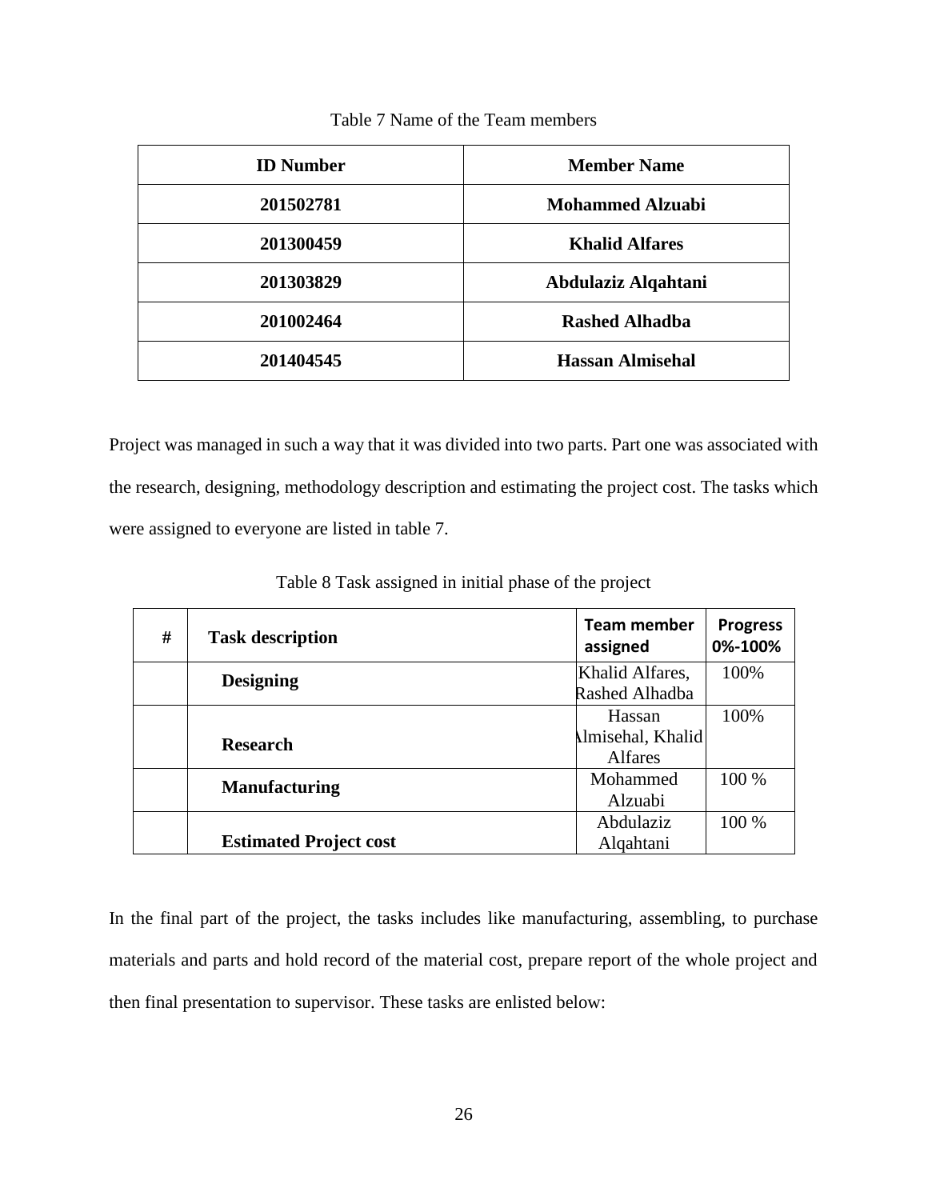Table 7 Name of the Team members

| ID Number | Member Name |
|---|---|
| 201502781 | Mohammed Alzuabi |
| 201300459 | Khalid Alfares |
| 201303829 | Abdulaziz Alqahtani |
| 201002464 | Rashed Alhadba |
| 201404545 | Hassan Almisehal |

Project was managed in such a way that it was divided into two parts. Part one was associated with the research, designing, methodology description and estimating the project cost. The tasks which were assigned to everyone are listed in table 7.

Table 8 Task assigned in initial phase of the project

| # | Task description | Team member assigned | Progress 0%-100% |
|---|---|---|---|
| | **Designing** | Khalid Alfares, Rashed Alhadba | 100% |
| | **Research** | Hassan Almisehal, Khalid Alfares | 100% |
| | **Manufacturing** | Mohammed Alzuabi | 100 % |
| | **Estimated Project cost** | Abdulaziz Alqahtani | 100 % |

In the final part of the project, the tasks includes like manufacturing, assembling, to purchase materials and parts and hold record of the material cost, prepare report of the whole project and then final presentation to supervisor. These tasks are enlisted below: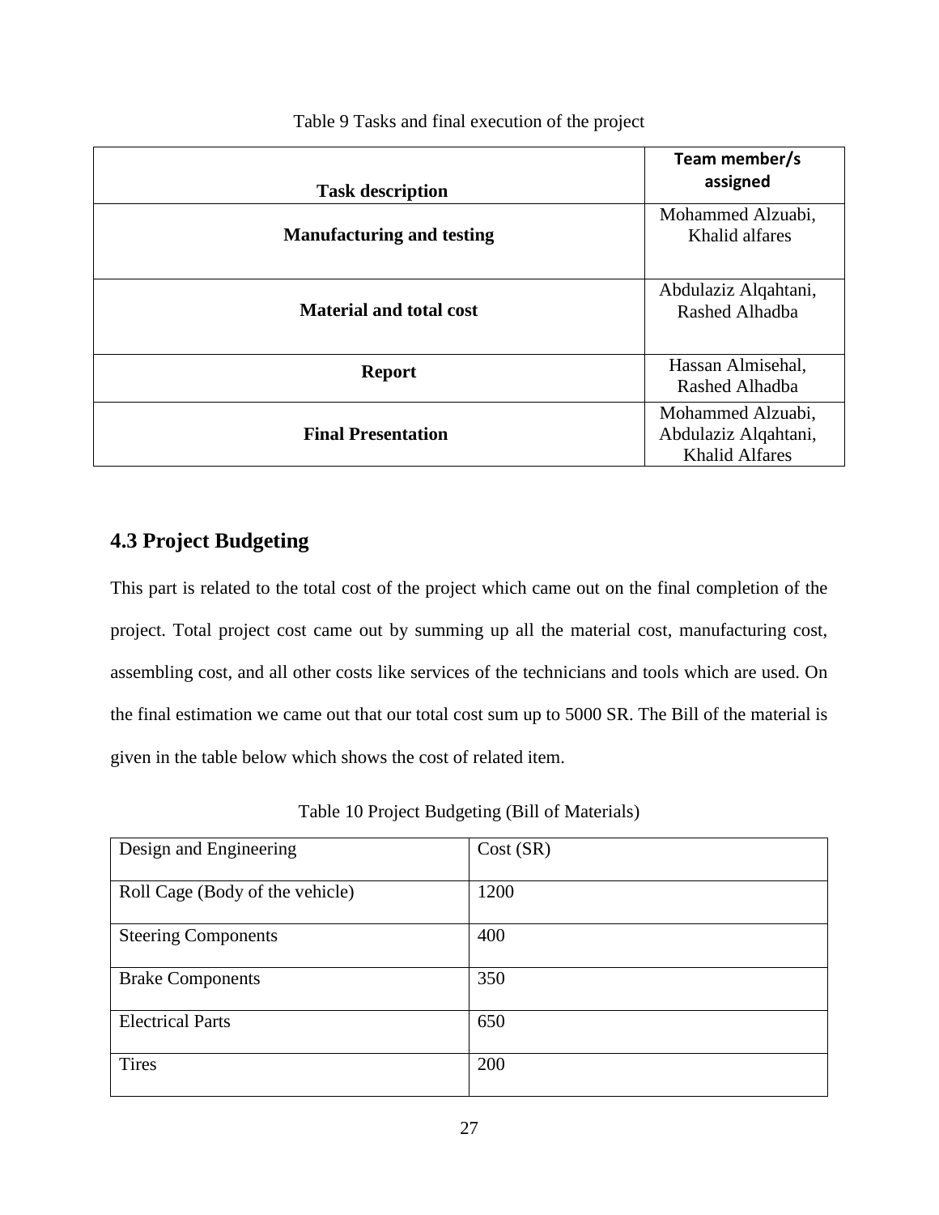Table 9 Tasks and final execution of the project

| Task description | Team member/s assigned |
|---|---|
| **Manufacturing and testing** | Mohammed Alzuabi, Khalid alfares |
| **Material and total cost** | Abdulaziz Alqahtani, Rashed Alhadba |
| **Report** | Hassan Almisehal, Rashed Alhadba |
| **Final Presentation** | Mohammed Alzuabi, Abdulaziz Alqahtani, Khalid Alfares |

## 4.3 Project Budgeting

This part is related to the total cost of the project which came out on the final completion of the project. Total project cost came out by summing up all the material cost, manufacturing cost, assembling cost, and all other costs like services of the technicians and tools which are used. On the final estimation we came out that our total cost sum up to 5000 SR. The Bill of the material is given in the table below which shows the cost of related item.

Table 10 Project Budgeting (Bill of Materials)

| Design and Engineering | Cost (SR) |
|---|---|
| Roll Cage (Body of the vehicle) | 1200 |
| Steering Components | 400 |
| Brake Components | 350 |
| Electrical Parts | 650 |
| Tires | 200 |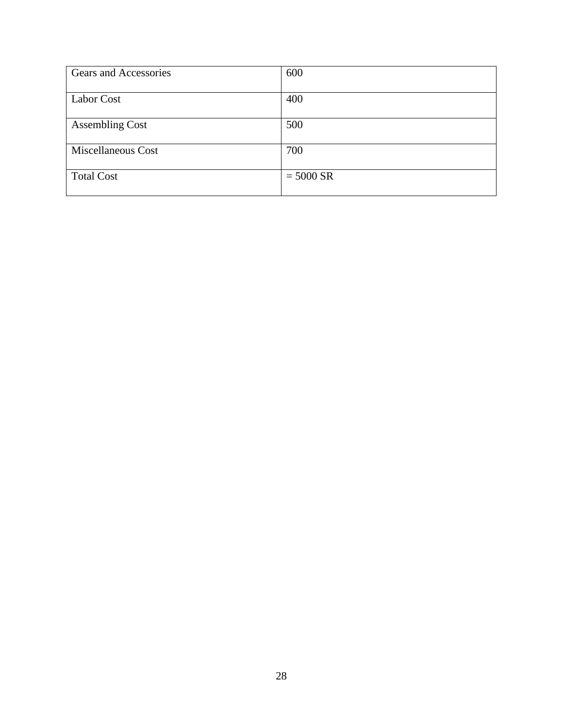| Gears and Accessories | 600 |
|---|---|
| Labor Cost | 400 |
| Assembling Cost | 500 |
| Miscellaneous Cost | 700 |
| Total Cost | = 5000 SR |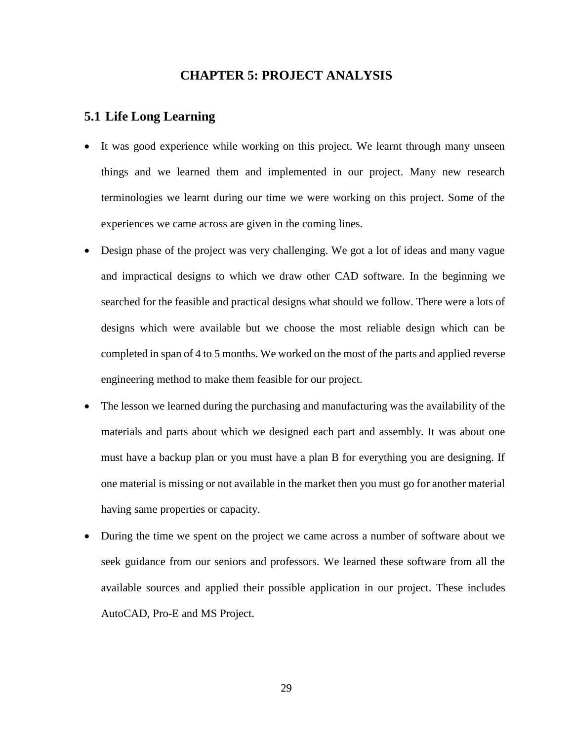# CHAPTER 5: PROJECT ANALYSIS

## 5.1 Life Long Learning

- It was good experience while working on this project. We learnt through many unseen things and we learned them and implemented in our project. Many new research terminologies we learnt during our time we were working on this project. Some of the experiences we came across are given in the coming lines.
- Design phase of the project was very challenging. We got a lot of ideas and many vague and impractical designs to which we draw other CAD software. In the beginning we searched for the feasible and practical designs what should we follow. There were a lots of designs which were available but we choose the most reliable design which can be completed in span of 4 to 5 months. We worked on the most of the parts and applied reverse engineering method to make them feasible for our project.
- The lesson we learned during the purchasing and manufacturing was the availability of the materials and parts about which we designed each part and assembly. It was about one must have a backup plan or you must have a plan B for everything you are designing. If one material is missing or not available in the market then you must go for another material having same properties or capacity.
- During the time we spent on the project we came across a number of software about we seek guidance from our seniors and professors. We learned these software from all the available sources and applied their possible application in our project. These includes AutoCAD, Pro-E and MS Project.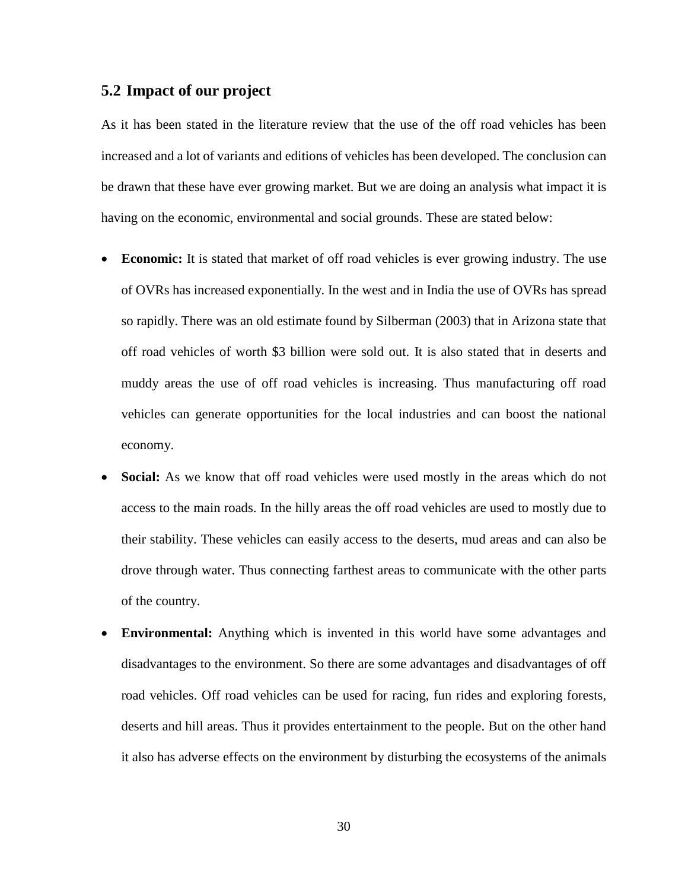## 5.2 Impact of our project

As it has been stated in the literature review that the use of the off road vehicles has been increased and a lot of variants and editions of vehicles has been developed. The conclusion can be drawn that these have ever growing market. But we are doing an analysis what impact it is having on the economic, environmental and social grounds. These are stated below:

- **Economic:** It is stated that market of off road vehicles is ever growing industry. The use of OVRs has increased exponentially. In the west and in India the use of OVRs has spread so rapidly. There was an old estimate found by Silberman (2003) that in Arizona state that off road vehicles of worth $3 billion were sold out. It is also stated that in deserts and muddy areas the use of off road vehicles is increasing. Thus manufacturing off road vehicles can generate opportunities for the local industries and can boost the national economy.
- **Social:** As we know that off road vehicles were used mostly in the areas which do not access to the main roads. In the hilly areas the off road vehicles are used to mostly due to their stability. These vehicles can easily access to the deserts, mud areas and can also be drove through water. Thus connecting farthest areas to communicate with the other parts of the country.
- **Environmental:** Anything which is invented in this world have some advantages and disadvantages to the environment. So there are some advantages and disadvantages of off road vehicles. Off road vehicles can be used for racing, fun rides and exploring forests, deserts and hill areas. Thus it provides entertainment to the people. But on the other hand it also has adverse effects on the environment by disturbing the ecosystems of the animals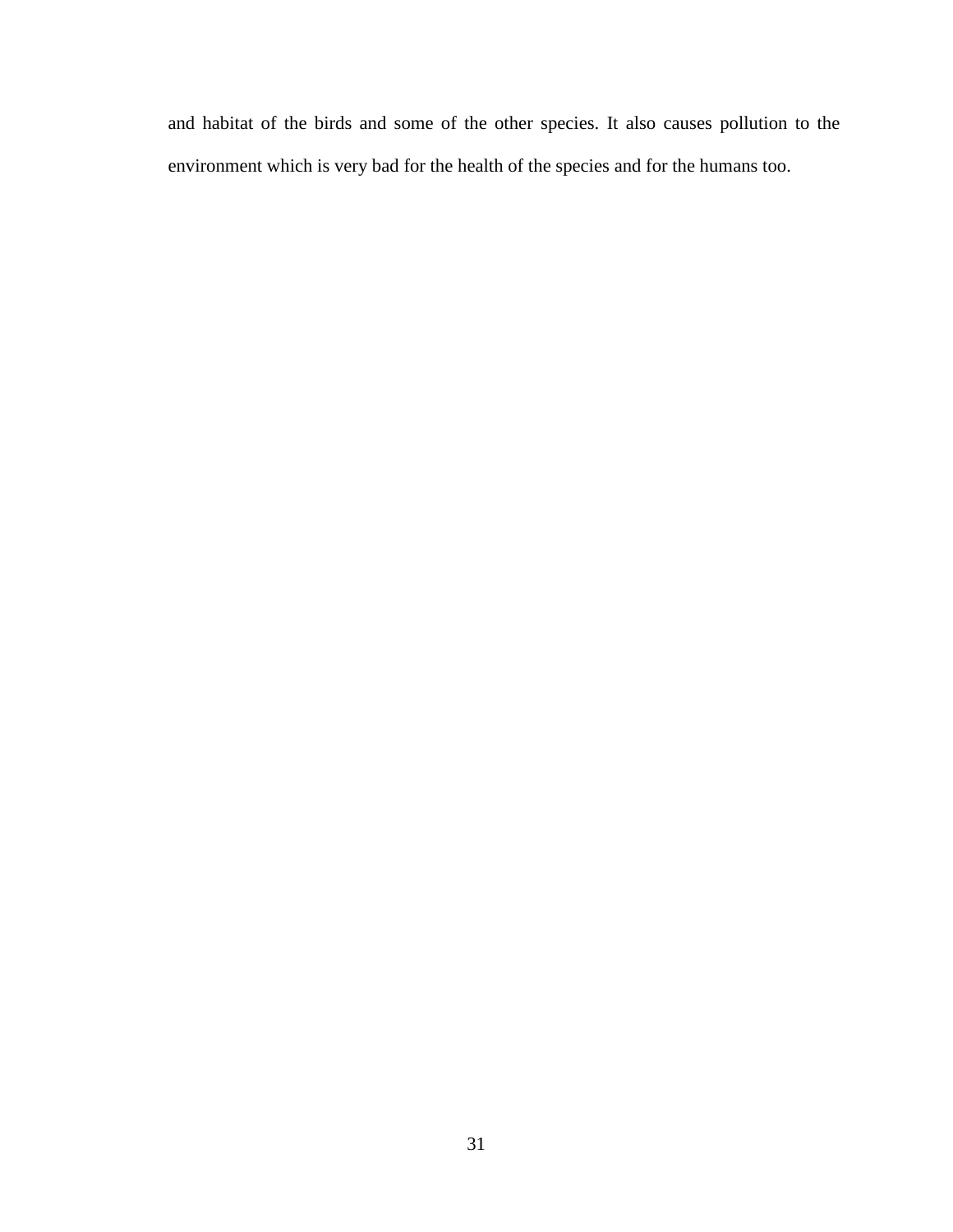and habitat of the birds and some of the other species. It also causes pollution to the environment which is very bad for the health of the species and for the humans too.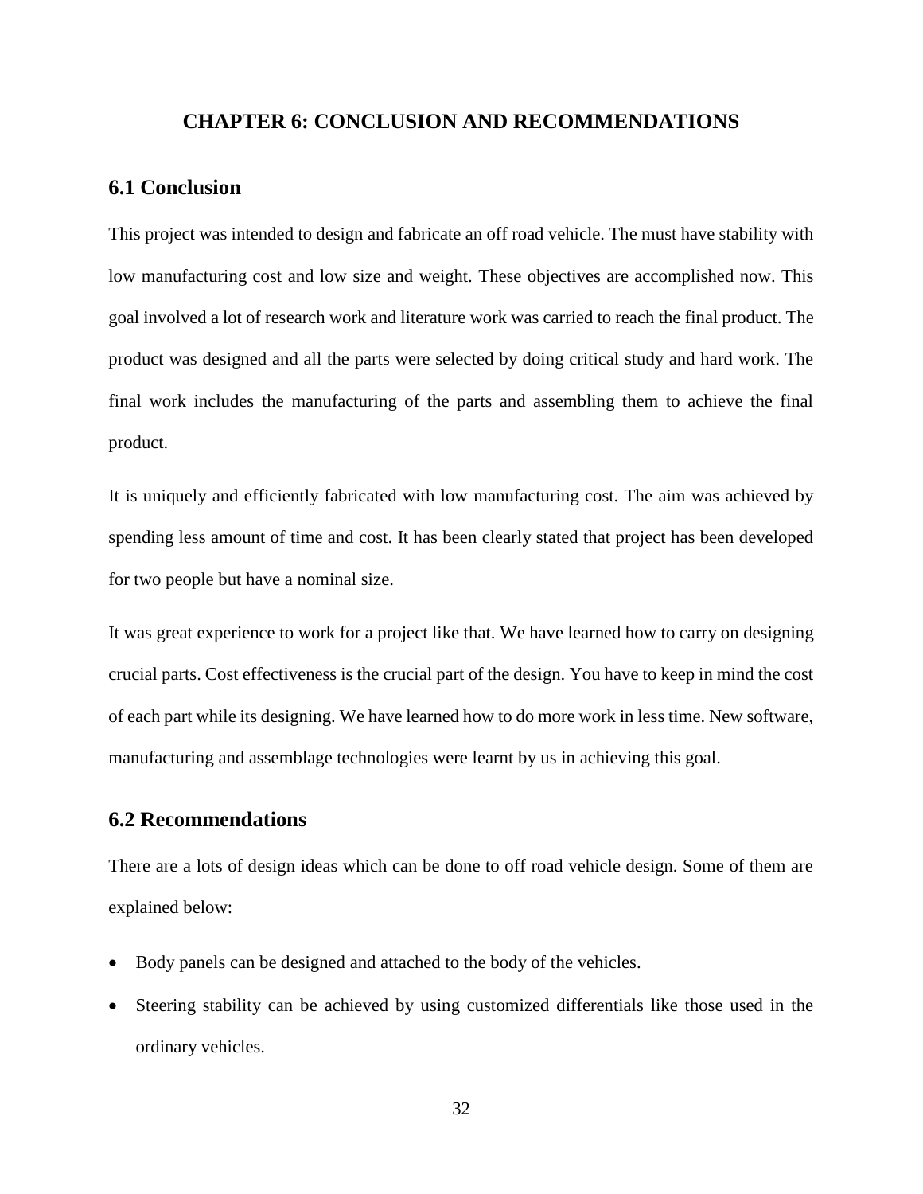# CHAPTER 6: CONCLUSION AND RECOMMENDATIONS

## 6.1 Conclusion

This project was intended to design and fabricate an off road vehicle. The must have stability with low manufacturing cost and low size and weight. These objectives are accomplished now. This goal involved a lot of research work and literature work was carried to reach the final product. The product was designed and all the parts were selected by doing critical study and hard work. The final work includes the manufacturing of the parts and assembling them to achieve the final product.

It is uniquely and efficiently fabricated with low manufacturing cost. The aim was achieved by spending less amount of time and cost. It has been clearly stated that project has been developed for two people but have a nominal size.

It was great experience to work for a project like that. We have learned how to carry on designing crucial parts. Cost effectiveness is the crucial part of the design. You have to keep in mind the cost of each part while its designing. We have learned how to do more work in less time. New software, manufacturing and assemblage technologies were learnt by us in achieving this goal.

## 6.2 Recommendations

There are a lots of design ideas which can be done to off road vehicle design. Some of them are explained below:

- Body panels can be designed and attached to the body of the vehicles.
- Steering stability can be achieved by using customized differentials like those used in the ordinary vehicles.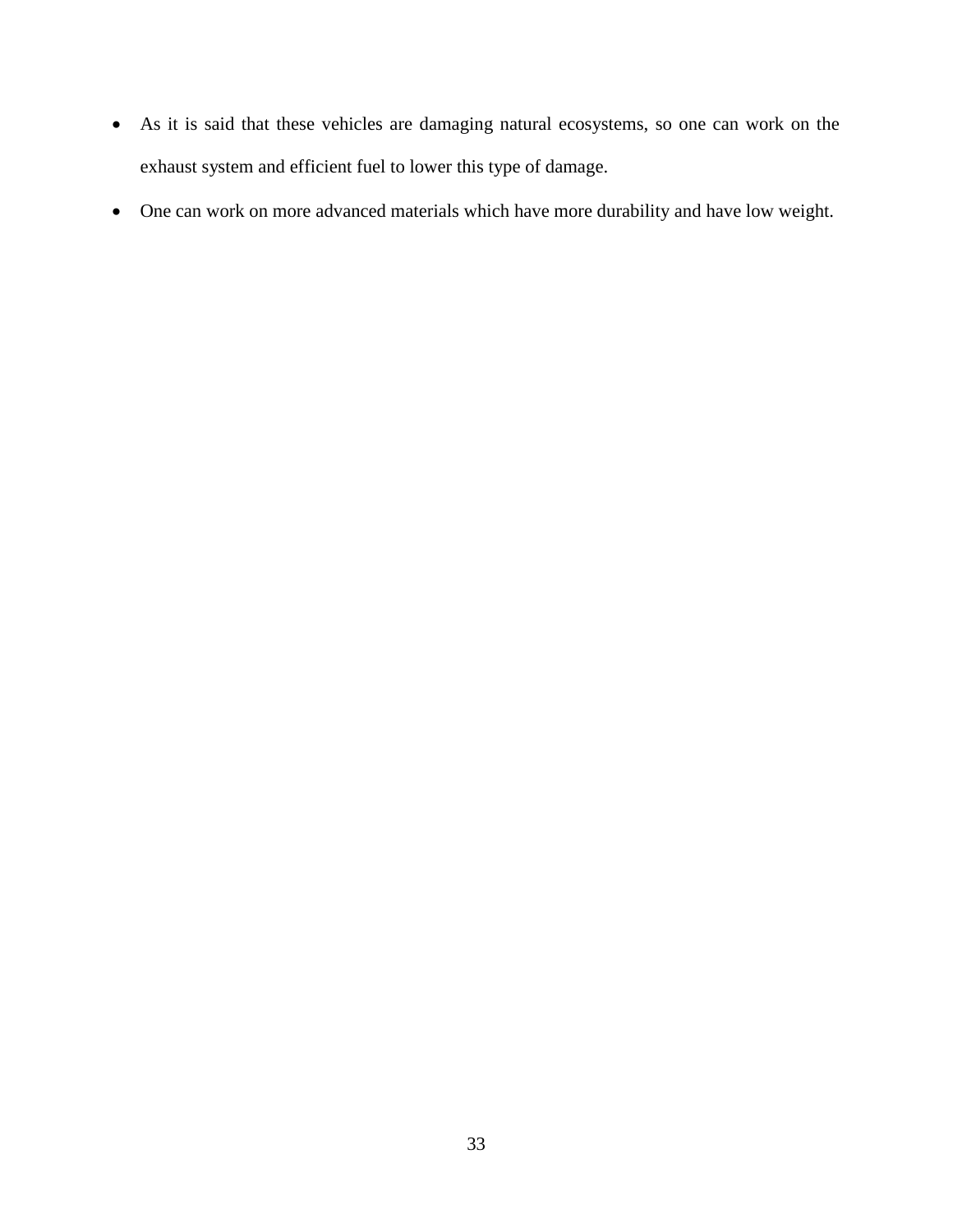- As it is said that these vehicles are damaging natural ecosystems, so one can work on the exhaust system and efficient fuel to lower this type of damage.
- One can work on more advanced materials which have more durability and have low weight.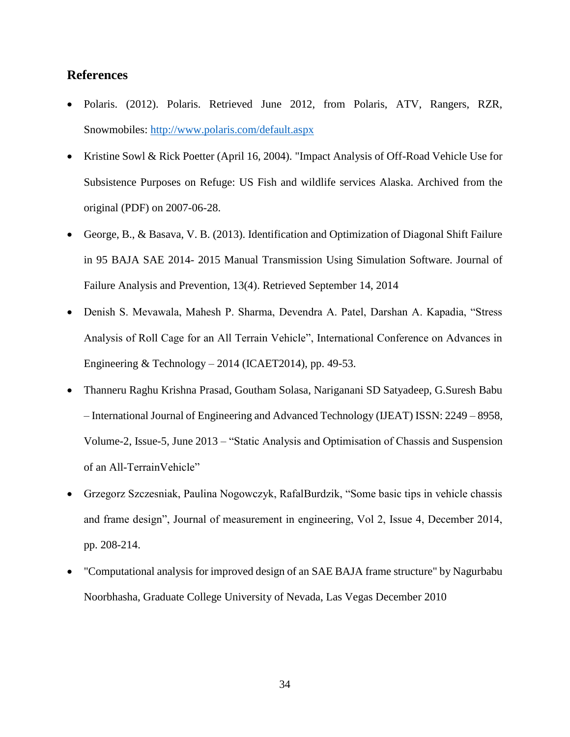## References

- Polaris. (2012). Polaris. Retrieved June 2012, from Polaris, ATV, Rangers, RZR, Snowmobiles: [http://www.polaris.com/default.aspx](http://www.polaris.com/default.aspx)
- Kristine Sowl & Rick Poetter (April 16, 2004). "Impact Analysis of Off-Road Vehicle Use for Subsistence Purposes on Refuge: US Fish and wildlife services Alaska. Archived from the original (PDF) on 2007-06-28.
- George, B., & Basava, V. B. (2013). Identification and Optimization of Diagonal Shift Failure in 95 BAJA SAE 2014- 2015 Manual Transmission Using Simulation Software. Journal of Failure Analysis and Prevention, 13(4). Retrieved September 14, 2014
- Denish S. Mevawala, Mahesh P. Sharma, Devendra A. Patel, Darshan A. Kapadia, "Stress Analysis of Roll Cage for an All Terrain Vehicle", International Conference on Advances in Engineering & Technology – 2014 (ICAET2014), pp. 49-53.
- Thanneru Raghu Krishna Prasad, Goutham Solasa, Nariganani SD Satyadeep, G.Suresh Babu – International Journal of Engineering and Advanced Technology (IJEAT) ISSN: 2249 – 8958, Volume-2, Issue-5, June 2013 – "Static Analysis and Optimisation of Chassis and Suspension of an All-TerrainVehicle"
- Grzegorz Szczesniak, Paulina Nogowczyk, RafalBurdzik, "Some basic tips in vehicle chassis and frame design", Journal of measurement in engineering, Vol 2, Issue 4, December 2014, pp. 208-214.
- "Computational analysis for improved design of an SAE BAJA frame structure" by Nagurbabu Noorbhasha, Graduate College University of Nevada, Las Vegas December 2010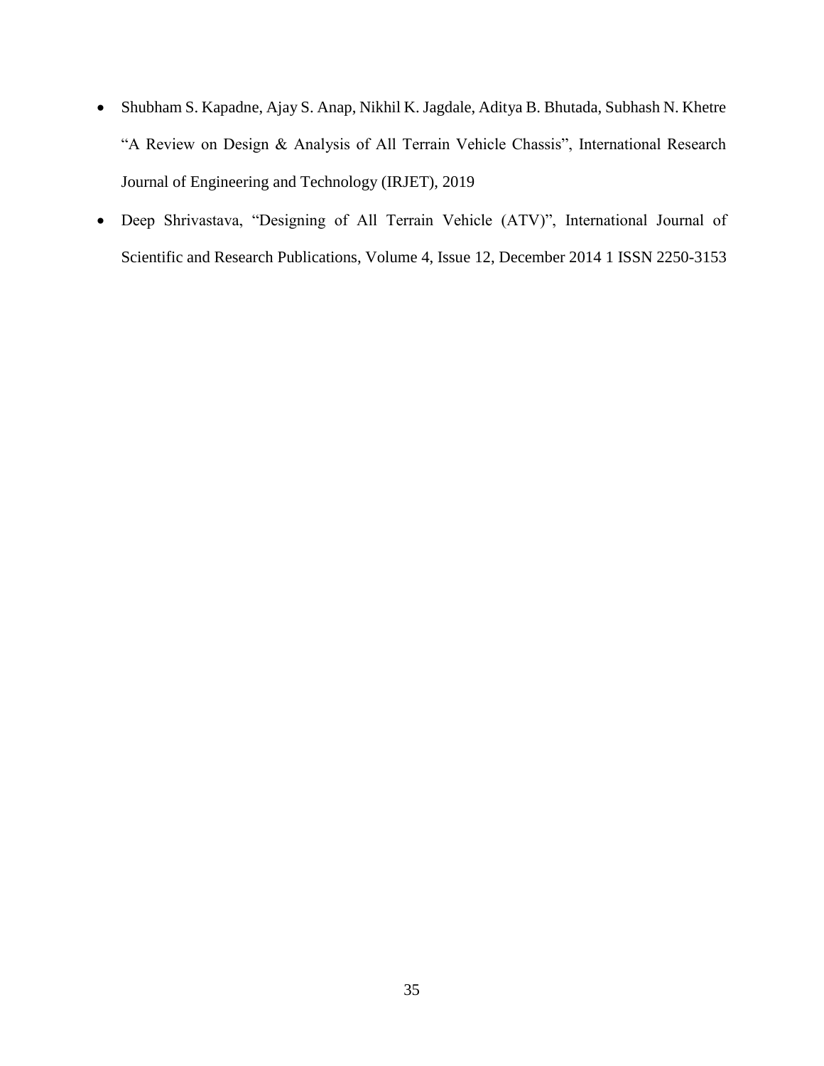- Shubham S. Kapadne, Ajay S. Anap, Nikhil K. Jagdale, Aditya B. Bhutada, Subhash N. Khetre "A Review on Design & Analysis of All Terrain Vehicle Chassis", International Research Journal of Engineering and Technology (IRJET), 2019
- Deep Shrivastava, "Designing of All Terrain Vehicle (ATV)", International Journal of Scientific and Research Publications, Volume 4, Issue 12, December 2014 1 ISSN 2250-3153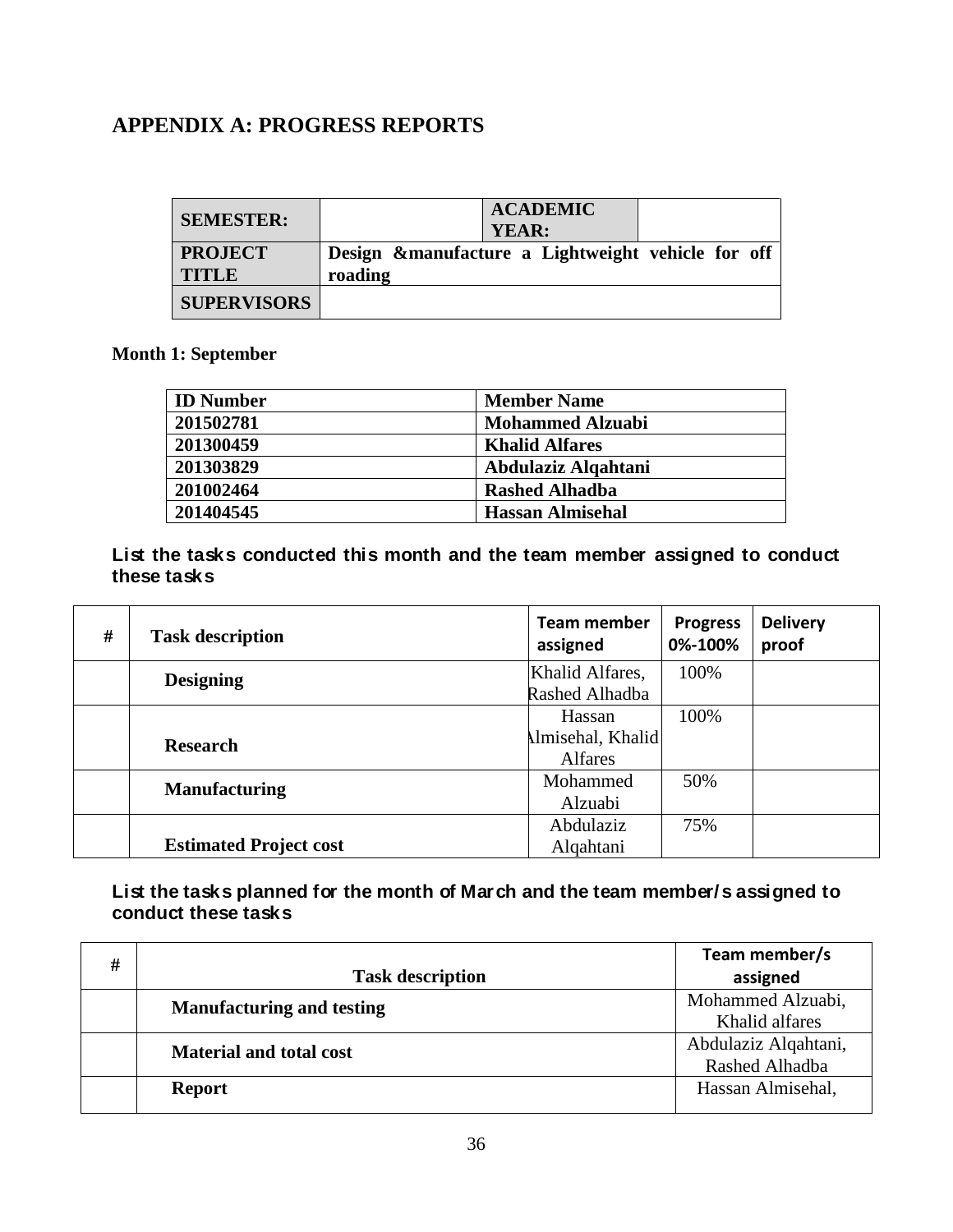## APPENDIX A: PROGRESS REPORTS

| **SEMESTER:** | | **ACADEMIC YEAR:** | |
|---|---|---|---|
| **PROJECT TITLE** | **Design &manufacture a Lightweight vehicle for off roading** | | |
| **SUPERVISORS** | | | |

**Month 1: September**

| **ID Number** | **Member Name** |
|---|---|
| **201502781** | **Mohammed Alzuabi** |
| **201300459** | **Khalid Alfares** |
| **201303829** | **Abdulaziz Alqahtani** |
| **201002464** | **Rashed Alhadba** |
| **201404545** | **Hassan Almisehal** |

**List the tasks conducted this month and the team member assigned to conduct these tasks**

| # | Task description | Team member assigned | Progress 0%-100% | Delivery proof |
|---|---|---|---|---|
| | **Designing** | Khalid Alfares, Rashed Alhadba | 100% | |
| | **Research** | Hassan Almisehal, Khalid Alfares | 100% | |
| | **Manufacturing** | Mohammed Alzuabi | 50% | |
| | **Estimated Project cost** | Abdulaziz Alqahtani | 75% | |

**List the tasks planned for the month of March and the team member/s assigned to conduct these tasks**

| # | Task description | Team member/s assigned |
|---|---|---|
| | **Manufacturing and testing** | Mohammed Alzuabi, Khalid alfares |
| | **Material and total cost** | Abdulaziz Alqahtani, Rashed Alhadba |
| | **Report** | Hassan Almisehal, |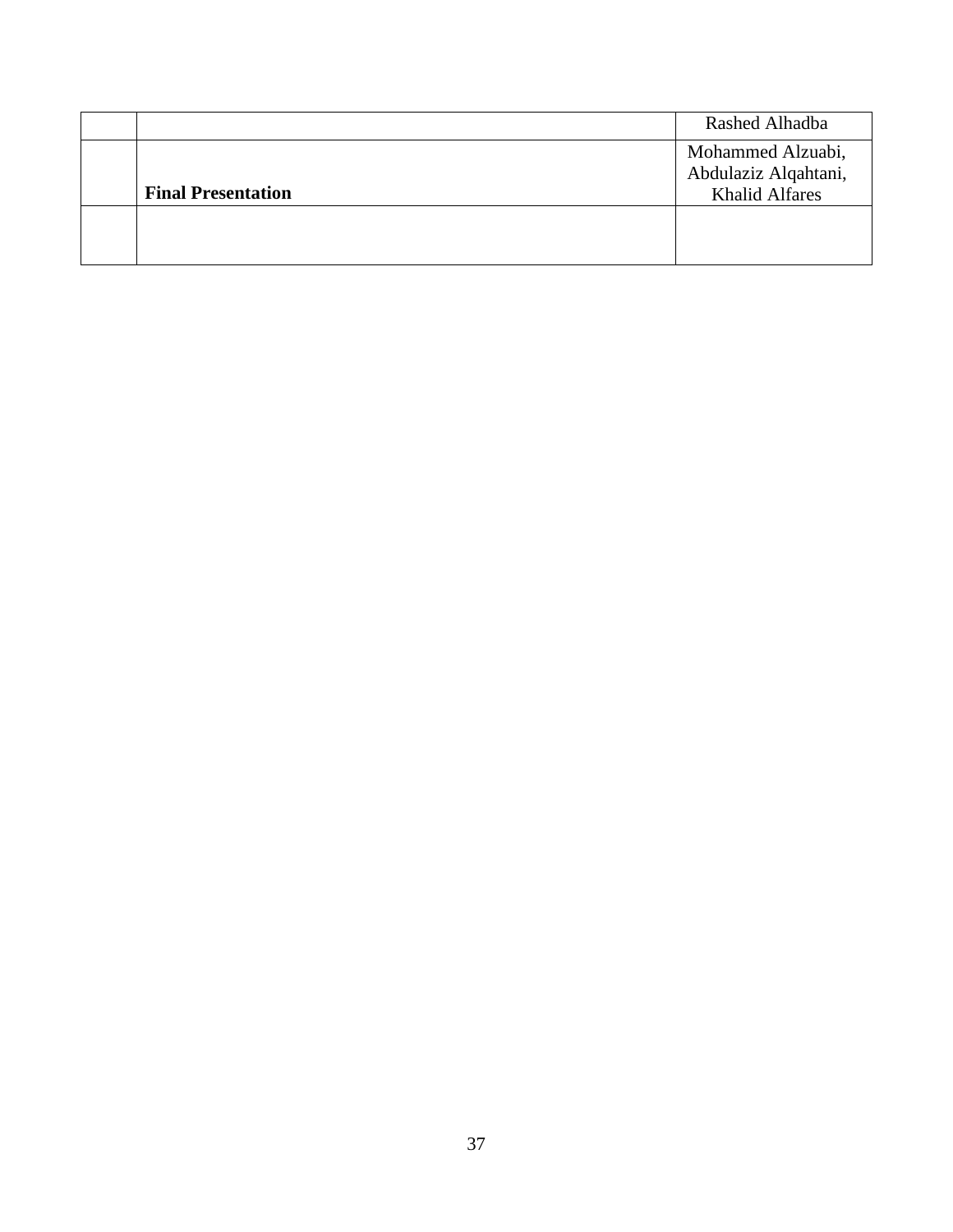| | | |
|---|---|---|
| | | Rashed Alhadba |
| | **Final Presentation** | Mohammed Alzuabi, Abdulaziz Alqahtani, Khalid Alfares |
| | | |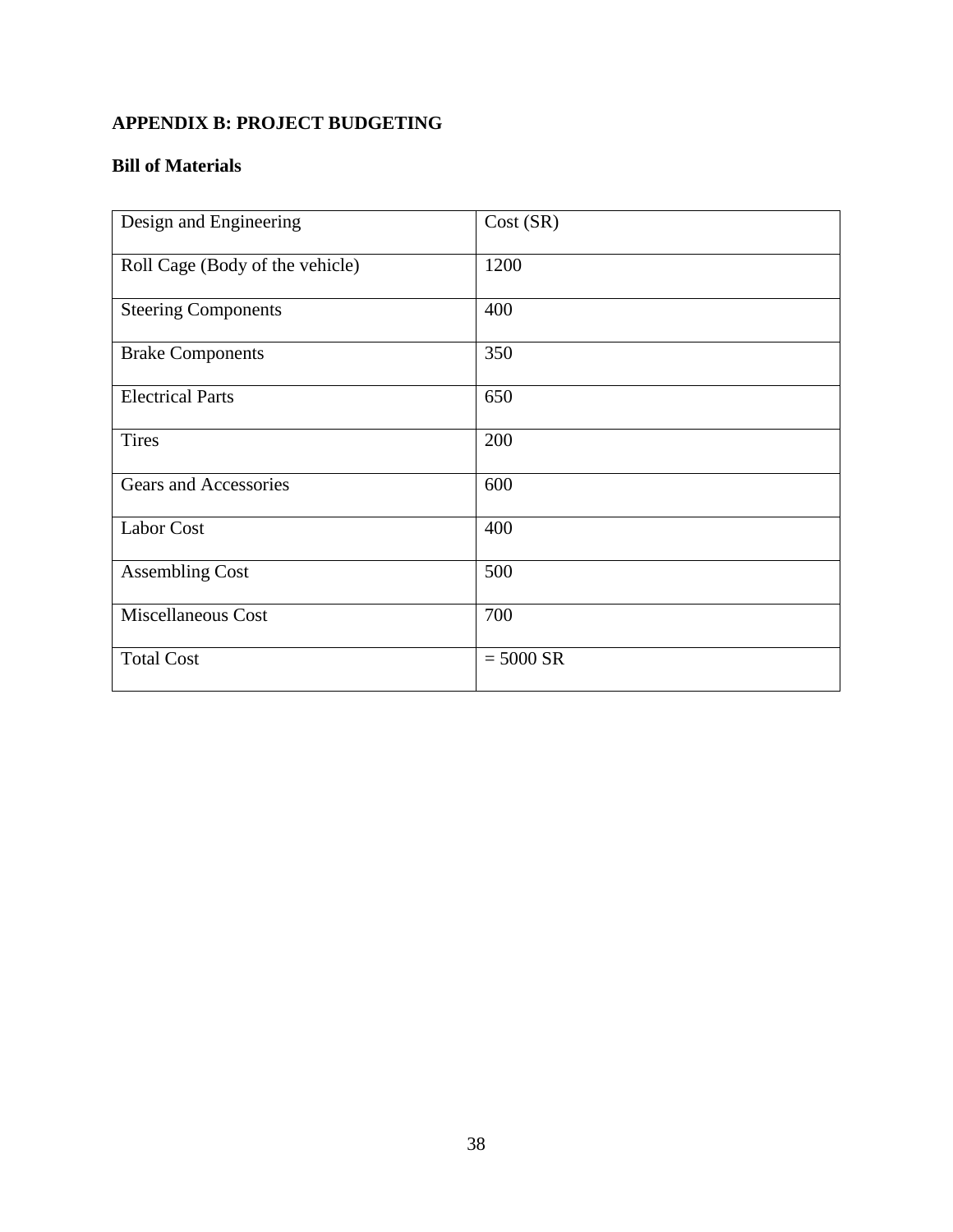## APPENDIX B: PROJECT BUDGETING

### Bill of Materials

| Design and Engineering | Cost (SR) |
|---|---|
| Roll Cage (Body of the vehicle) | 1200 |
| Steering Components | 400 |
| Brake Components | 350 |
| Electrical Parts | 650 |
| Tires | 200 |
| Gears and Accessories | 600 |
| Labor Cost | 400 |
| Assembling Cost | 500 |
| Miscellaneous Cost | 700 |
| Total Cost | = 5000 SR |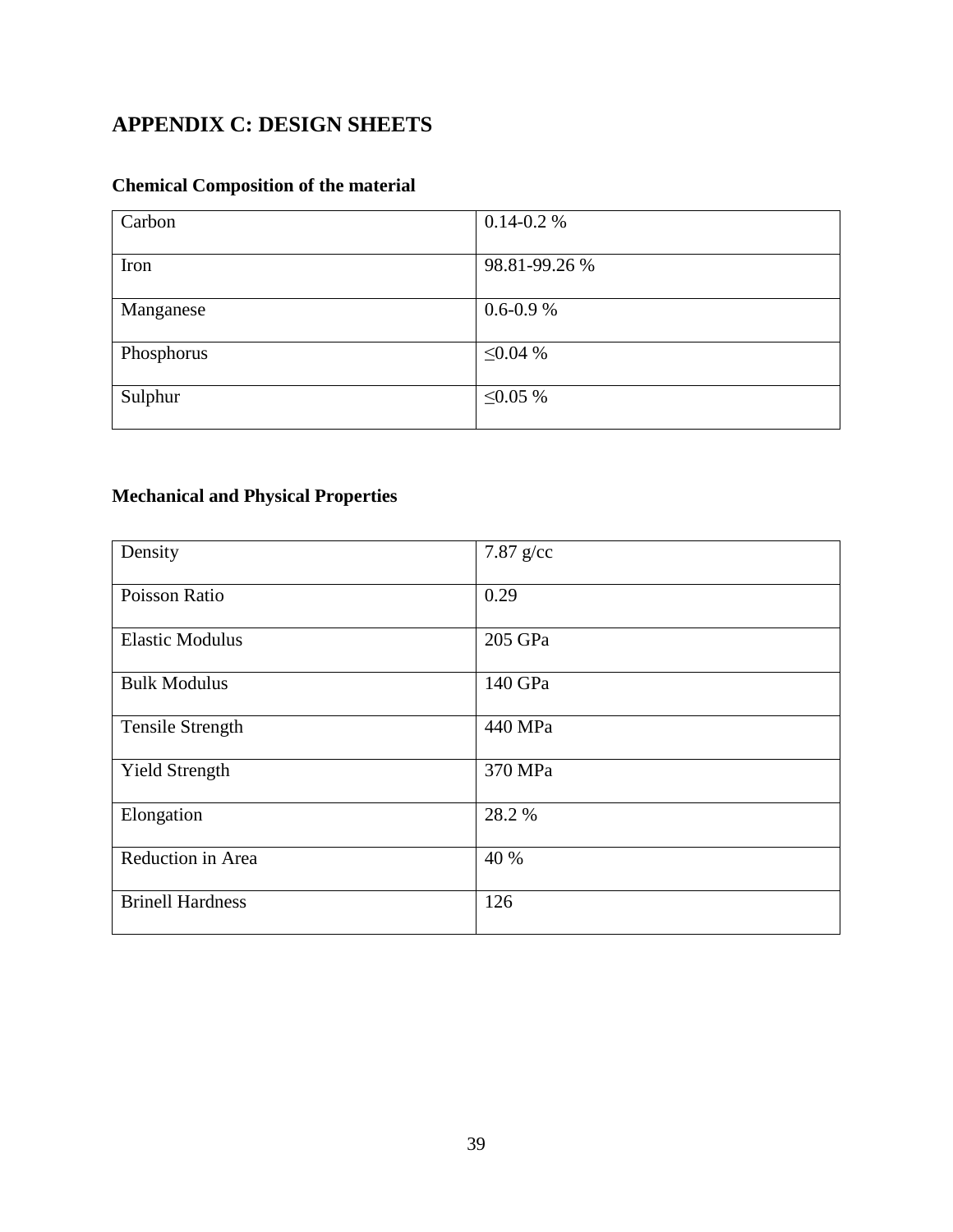# APPENDIX C: DESIGN SHEETS

## Chemical Composition of the material

| | |
|---|---|
| Carbon | 0.14-0.2 % |
| Iron | 98.81-99.26 % |
| Manganese | 0.6-0.9 % |
| Phosphorus | ≤0.04 % |
| Sulphur | ≤0.05 % |

## Mechanical and Physical Properties

| | |
|---|---|
| Density | 7.87 g/cc |
| Poisson Ratio | 0.29 |
| Elastic Modulus | 205 GPa |
| Bulk Modulus | 140 GPa |
| Tensile Strength | 440 MPa |
| Yield Strength | 370 MPa |
| Elongation | 28.2 % |
| Reduction in Area | 40 % |
| Brinell Hardness | 126 |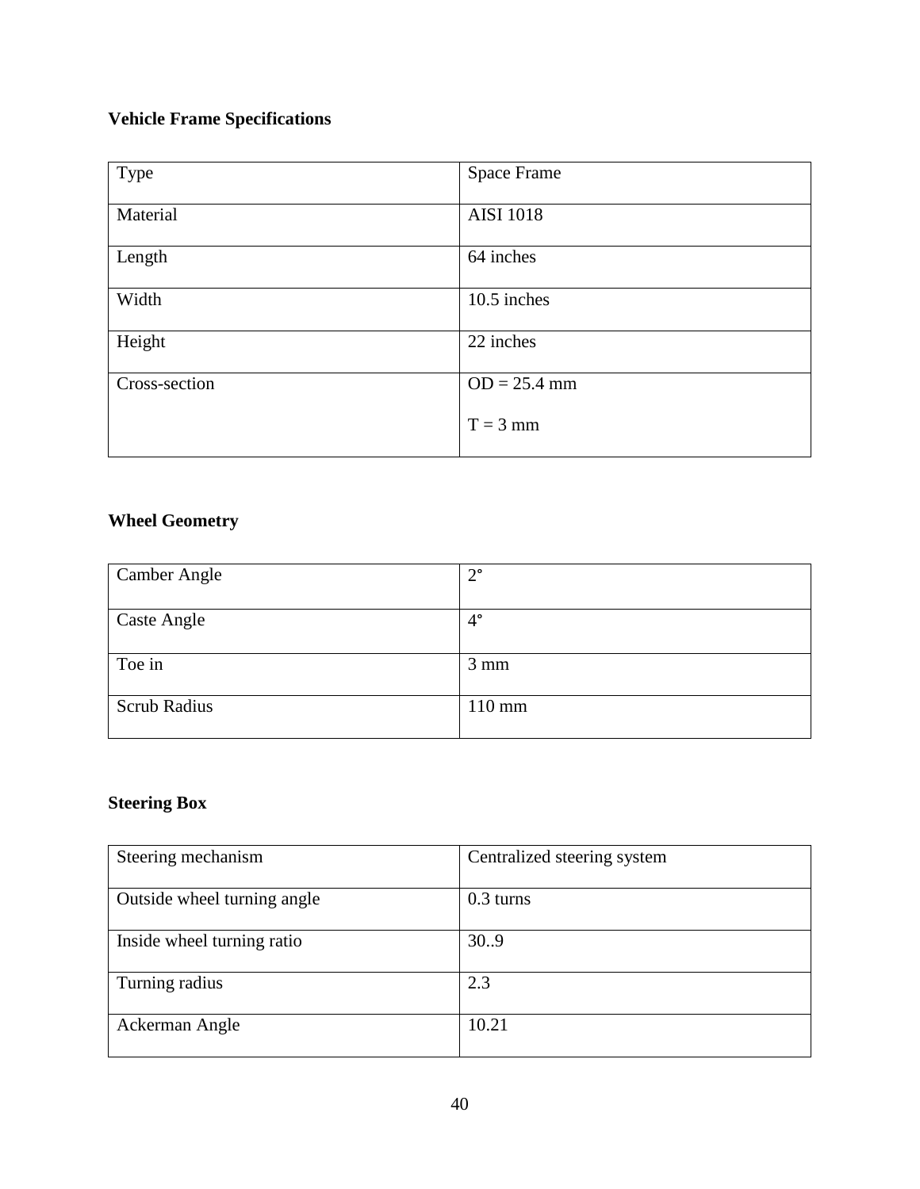**Vehicle Frame Specifications**

| | |
|---|---|
| Type | Space Frame |
| Material | AISI 1018 |
| Length | 64 inches |
| Width | 10.5 inches |
| Height | 22 inches |
| Cross-section | OD = 25.4 mm<br>T = 3 mm |

**Wheel Geometry**

| | |
|---|---|
| Camber Angle | 2° |
| Caste Angle | 4° |
| Toe in | 3 mm |
| Scrub Radius | 110 mm |

**Steering Box**

| | |
|---|---|
| Steering mechanism | Centralized steering system |
| Outside wheel turning angle | 0.3 turns |
| Inside wheel turning ratio | 30..9 |
| Turning radius | 2.3 |
| Ackerman Angle | 10.21 |